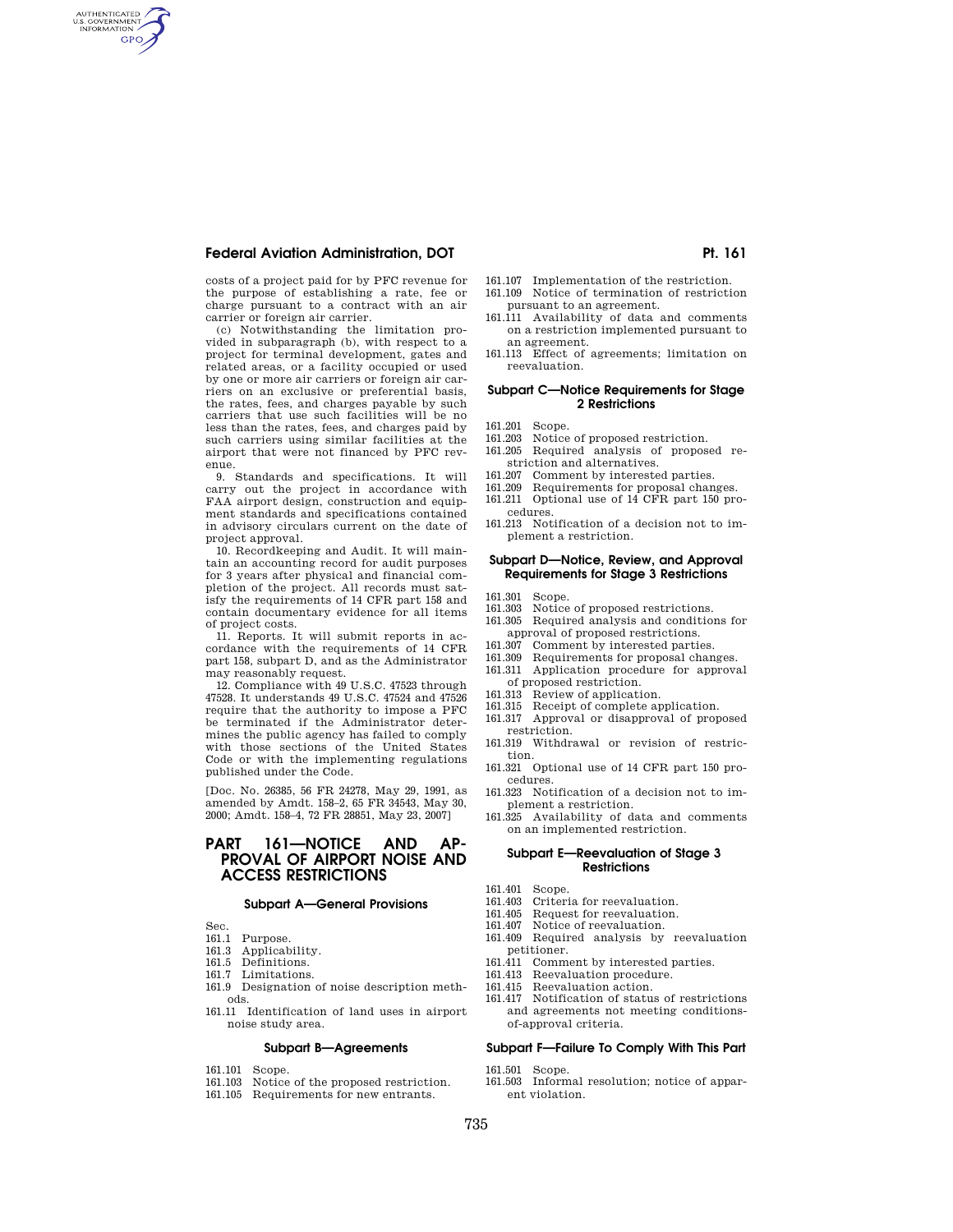costs of a project paid for by PFC revenue for the purpose of establishing a rate, fee or charge pursuant to a contract with an air carrier or foreign air carrier.

(c) Notwithstanding the limitation provided in subparagraph (b), with respect to a project for terminal development, gates and related areas, or a facility occupied or used by one or more air carriers or foreign air carriers on an exclusive or preferential basis, the rates, fees, and charges payable by such carriers that use such facilities will be no less than the rates, fees, and charges paid by such carriers using similar facilities at the airport that were not financed by PFC revenue.

9. Standards and specifications. It will carry out the project in accordance with FAA airport design, construction and equipment standards and specifications contained in advisory circulars current on the date of project approval.

10. Recordkeeping and Audit. It will maintain an accounting record for audit purposes for 3 years after physical and financial completion of the project. All records must satisfy the requirements of 14 CFR part 158 and contain documentary evidence for all items of project costs.

11. Reports. It will submit reports in accordance with the requirements of 14 CFR part 158, subpart D, and as the Administrator may reasonably request.

12. Compliance with 49 U.S.C. 47523 through 47528. It understands 49 U.S.C. 47524 and 47526 require that the authority to impose a PFC be terminated if the Administrator determines the public agency has failed to comply with those sections of the United States Code or with the implementing regulations published under the Code.

[Doc. No. 26385, 56 FR 24278, May 29, 1991, as amended by Amdt. 158–2, 65 FR 34543, May 30, 2000; Amdt. 158–4, 72 FR 28851, May 23, 2007]

# PART 161—NOTICE AND APPROVAL OF AIRPORT NOISE AND ACCESS RESTRICTIONS

### Subpart A—General Provisions

Sec.
161.1 Purpose.
161.3 Applicability.
161.5 Definitions.
161.7 Limitations.
161.9 Designation of noise description methods.
161.11 Identification of land uses in airport noise study area.

### Subpart B—Agreements

161.101 Scope.
161.103 Notice of the proposed restriction.
161.105 Requirements for new entrants.
161.107 Implementation of the restriction.
161.109 Notice of termination of restriction pursuant to an agreement.
161.111 Availability of data and comments on a restriction implemented pursuant to an agreement.
161.113 Effect of agreements; limitation on reevaluation.

### Subpart C—Notice Requirements for Stage 2 Restrictions

161.201 Scope.
161.203 Notice of proposed restriction.
161.205 Required analysis of proposed restriction and alternatives.
161.207 Comment by interested parties.
161.209 Requirements for proposal changes.
161.211 Optional use of 14 CFR part 150 procedures.
161.213 Notification of a decision not to implement a restriction.

### Subpart D—Notice, Review, and Approval Requirements for Stage 3 Restrictions

161.301 Scope.
161.303 Notice of proposed restrictions.
161.305 Required analysis and conditions for approval of proposed restrictions.
161.307 Comment by interested parties.
161.309 Requirements for proposal changes.
161.311 Application procedure for approval of proposed restriction.
161.313 Review of application.
161.315 Receipt of complete application.
161.317 Approval or disapproval of proposed restriction.
161.319 Withdrawal or revision of restriction.
161.321 Optional use of 14 CFR part 150 procedures.
161.323 Notification of a decision not to implement a restriction.
161.325 Availability of data and comments on an implemented restriction.

### Subpart E—Reevaluation of Stage 3 Restrictions

161.401 Scope.
161.403 Criteria for reevaluation.
161.405 Request for reevaluation.
161.407 Notice of reevaluation.
161.409 Required analysis by reevaluation petitioner.
161.411 Comment by interested parties.
161.413 Reevaluation procedure.
161.415 Reevaluation action.
161.417 Notification of status of restrictions and agreements not meeting conditions-of-approval criteria.

### Subpart F—Failure To Comply With This Part

161.501 Scope.
161.503 Informal resolution; notice of apparent violation.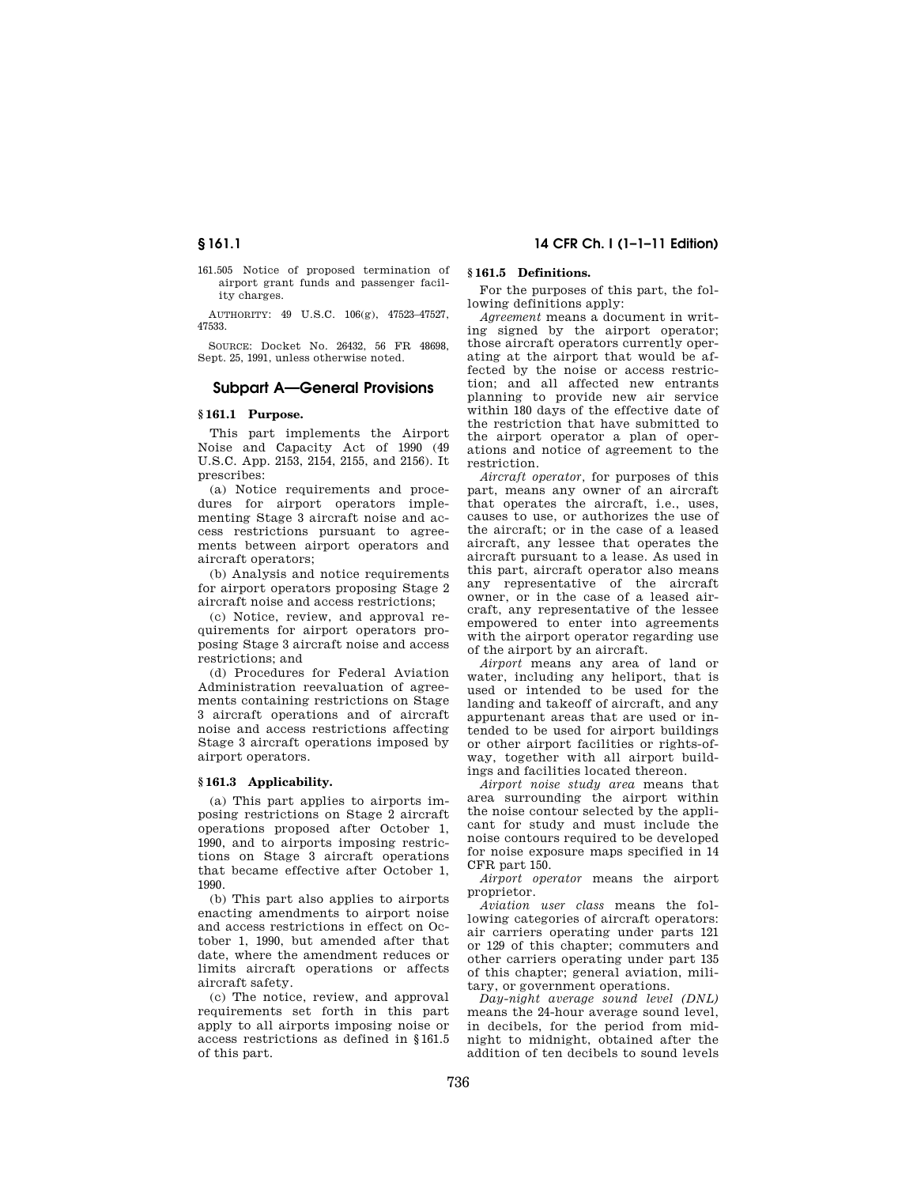161.505 Notice of proposed termination of airport grant funds and passenger facility charges.

AUTHORITY: 49 U.S.C. 106(g), 47523–47527, 47533.

SOURCE: Docket No. 26432, 56 FR 48698, Sept. 25, 1991, unless otherwise noted.

## Subpart A—General Provisions

### § 161.1 Purpose.

This part implements the Airport Noise and Capacity Act of 1990 (49 U.S.C. App. 2153, 2154, 2155, and 2156). It prescribes:

(a) Notice requirements and procedures for airport operators implementing Stage 3 aircraft noise and access restrictions pursuant to agreements between airport operators and aircraft operators;

(b) Analysis and notice requirements for airport operators proposing Stage 2 aircraft noise and access restrictions;

(c) Notice, review, and approval requirements for airport operators proposing Stage 3 aircraft noise and access restrictions; and

(d) Procedures for Federal Aviation Administration reevaluation of agreements containing restrictions on Stage 3 aircraft operations and of aircraft noise and access restrictions affecting Stage 3 aircraft operations imposed by airport operators.

### § 161.3 Applicability.

(a) This part applies to airports imposing restrictions on Stage 2 aircraft operations proposed after October 1, 1990, and to airports imposing restrictions on Stage 3 aircraft operations that became effective after October 1, 1990.

(b) This part also applies to airports enacting amendments to airport noise and access restrictions in effect on October 1, 1990, but amended after that date, where the amendment reduces or limits aircraft operations or affects aircraft safety.

(c) The notice, review, and approval requirements set forth in this part apply to all airports imposing noise or access restrictions as defined in §161.5 of this part.

### § 161.5 Definitions.

For the purposes of this part, the following definitions apply:

*Agreement* means a document in writing signed by the airport operator; those aircraft operators currently operating at the airport that would be affected by the noise or access restriction; and all affected new entrants planning to provide new air service within 180 days of the effective date of the restriction that have submitted to the airport operator a plan of operations and notice of agreement to the restriction.

*Aircraft operator,* for purposes of this part, means any owner of an aircraft that operates the aircraft, i.e., uses, causes to use, or authorizes the use of the aircraft; or in the case of a leased aircraft, any lessee that operates the aircraft pursuant to a lease. As used in this part, aircraft operator also means any representative of the aircraft owner, or in the case of a leased aircraft, any representative of the lessee empowered to enter into agreements with the airport operator regarding use of the airport by an aircraft.

*Airport* means any area of land or water, including any heliport, that is used or intended to be used for the landing and takeoff of aircraft, and any appurtenant areas that are used or intended to be used for airport buildings or other airport facilities or rights-of-way, together with all airport buildings and facilities located thereon.

*Airport noise study area* means that area surrounding the airport within the noise contour selected by the applicant for study and must include the noise contours required to be developed for noise exposure maps specified in 14 CFR part 150.

*Airport operator* means the airport proprietor.

*Aviation user class* means the following categories of aircraft operators: air carriers operating under parts 121 or 129 of this chapter; commuters and other carriers operating under part 135 of this chapter; general aviation, military, or government operations.

*Day-night average sound level (DNL)* means the 24-hour average sound level, in decibels, for the period from midnight to midnight, obtained after the addition of ten decibels to sound levels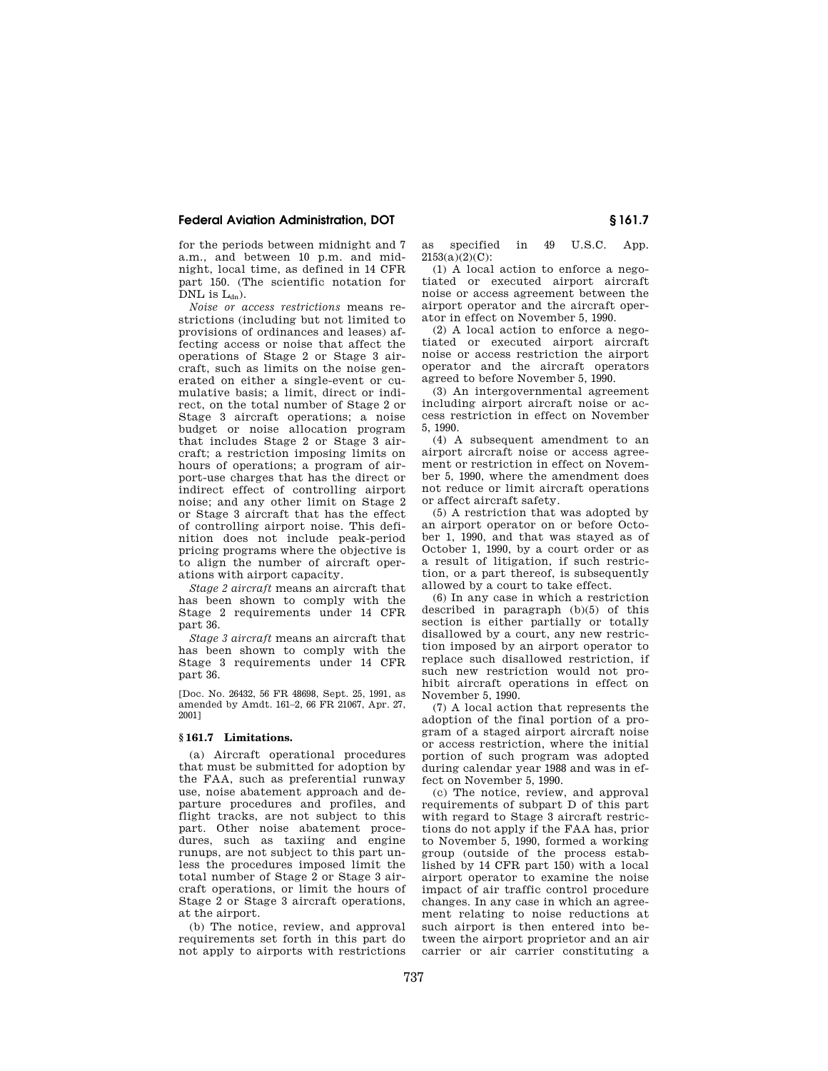for the periods between midnight and 7 a.m., and between 10 p.m. and midnight, local time, as defined in 14 CFR part 150. (The scientific notation for DNL is $L_{dn}$).

*Noise or access restrictions* means restrictions (including but not limited to provisions of ordinances and leases) affecting access or noise that affect the operations of Stage 2 or Stage 3 aircraft, such as limits on the noise generated on either a single-event or cumulative basis; a limit, direct or indirect, on the total number of Stage 2 or Stage 3 aircraft operations; a noise budget or noise allocation program that includes Stage 2 or Stage 3 aircraft; a restriction imposing limits on hours of operations; a program of airport-use charges that has the direct or indirect effect of controlling airport noise; and any other limit on Stage 2 or Stage 3 aircraft that has the effect of controlling airport noise. This definition does not include peak-period pricing programs where the objective is to align the number of aircraft operations with airport capacity.

*Stage 2 aircraft* means an aircraft that has been shown to comply with the Stage 2 requirements under 14 CFR part 36.

*Stage 3 aircraft* means an aircraft that has been shown to comply with the Stage 3 requirements under 14 CFR part 36.

[Doc. No. 26432, 56 FR 48698, Sept. 25, 1991, as amended by Amdt. 161–2, 66 FR 21067, Apr. 27, 2001]

## § 161.7 Limitations.

(a) Aircraft operational procedures that must be submitted for adoption by the FAA, such as preferential runway use, noise abatement approach and departure procedures and profiles, and flight tracks, are not subject to this part. Other noise abatement procedures, such as taxiing and engine runups, are not subject to this part unless the procedures imposed limit the total number of Stage 2 or Stage 3 aircraft operations, or limit the hours of Stage 2 or Stage 3 aircraft operations, at the airport.

(b) The notice, review, and approval requirements set forth in this part do not apply to airports with restrictions as specified in 49 U.S.C. App. 2153(a)(2)(C):

(1) A local action to enforce a negotiated or executed airport aircraft noise or access agreement between the airport operator and the aircraft operator in effect on November 5, 1990.

(2) A local action to enforce a negotiated or executed airport aircraft noise or access restriction the airport operator and the aircraft operators agreed to before November 5, 1990.

(3) An intergovernmental agreement including airport aircraft noise or access restriction in effect on November 5, 1990.

(4) A subsequent amendment to an airport aircraft noise or access agreement or restriction in effect on November 5, 1990, where the amendment does not reduce or limit aircraft operations or affect aircraft safety.

(5) A restriction that was adopted by an airport operator on or before October 1, 1990, and that was stayed as of October 1, 1990, by a court order or as a result of litigation, if such restriction, or a part thereof, is subsequently allowed by a court to take effect.

(6) In any case in which a restriction described in paragraph (b)(5) of this section is either partially or totally disallowed by a court, any new restriction imposed by an airport operator to replace such disallowed restriction, if such new restriction would not prohibit aircraft operations in effect on November 5, 1990.

(7) A local action that represents the adoption of the final portion of a program of a staged airport aircraft noise or access restriction, where the initial portion of such program was adopted during calendar year 1988 and was in effect on November 5, 1990.

(c) The notice, review, and approval requirements of subpart D of this part with regard to Stage 3 aircraft restrictions do not apply if the FAA has, prior to November 5, 1990, formed a working group (outside of the process established by 14 CFR part 150) with a local airport operator to examine the noise impact of air traffic control procedure changes. In any case in which an agreement relating to noise reductions at such airport is then entered into between the airport proprietor and an air carrier or air carrier constituting a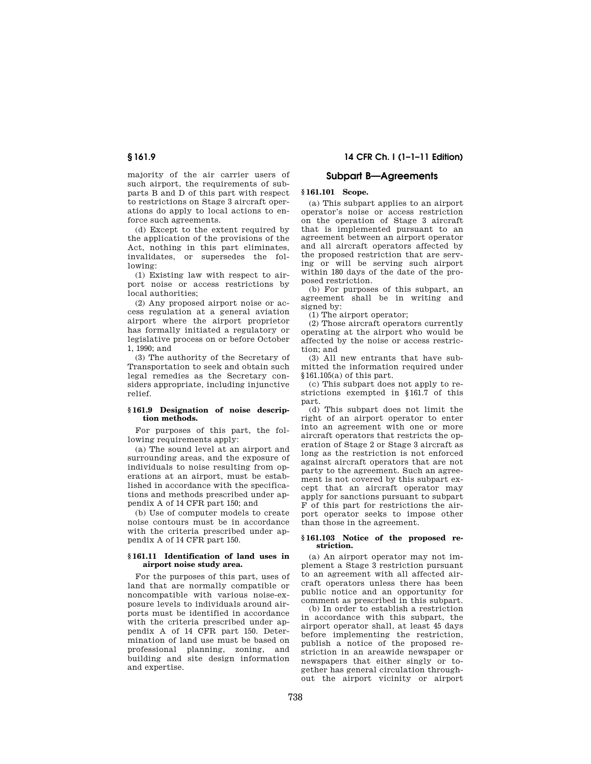majority of the air carrier users of such airport, the requirements of subparts B and D of this part with respect to restrictions on Stage 3 aircraft operations do apply to local actions to enforce such agreements.

(d) Except to the extent required by the application of the provisions of the Act, nothing in this part eliminates, invalidates, or supersedes the following:

(1) Existing law with respect to airport noise or access restrictions by local authorities;

(2) Any proposed airport noise or access regulation at a general aviation airport where the airport proprietor has formally initiated a regulatory or legislative process on or before October 1, 1990; and

(3) The authority of the Secretary of Transportation to seek and obtain such legal remedies as the Secretary considers appropriate, including injunctive relief.

#### § 161.9 Designation of noise description methods.

For purposes of this part, the following requirements apply:

(a) The sound level at an airport and surrounding areas, and the exposure of individuals to noise resulting from operations at an airport, must be established in accordance with the specifications and methods prescribed under appendix A of 14 CFR part 150; and

(b) Use of computer models to create noise contours must be in accordance with the criteria prescribed under appendix A of 14 CFR part 150.

#### § 161.11 Identification of land uses in airport noise study area.

For the purposes of this part, uses of land that are normally compatible or noncompatible with various noise-exposure levels to individuals around airports must be identified in accordance with the criteria prescribed under appendix A of 14 CFR part 150. Determination of land use must be based on professional planning, zoning, and building and site design information and expertise.

## Subpart B—Agreements

#### § 161.101 Scope.

(a) This subpart applies to an airport operator's noise or access restriction on the operation of Stage 3 aircraft that is implemented pursuant to an agreement between an airport operator and all aircraft operators affected by the proposed restriction that are serving or will be serving such airport within 180 days of the date of the proposed restriction.

(b) For purposes of this subpart, an agreement shall be in writing and signed by:

(1) The airport operator;

(2) Those aircraft operators currently operating at the airport who would be affected by the noise or access restriction; and

(3) All new entrants that have submitted the information required under §161.105(a) of this part.

(c) This subpart does not apply to restrictions exempted in §161.7 of this part.

(d) This subpart does not limit the right of an airport operator to enter into an agreement with one or more aircraft operators that restricts the operation of Stage 2 or Stage 3 aircraft as long as the restriction is not enforced against aircraft operators that are not party to the agreement. Such an agreement is not covered by this subpart except that an aircraft operator may apply for sanctions pursuant to subpart F of this part for restrictions the airport operator seeks to impose other than those in the agreement.

#### § 161.103 Notice of the proposed restriction.

(a) An airport operator may not implement a Stage 3 restriction pursuant to an agreement with all affected aircraft operators unless there has been public notice and an opportunity for comment as prescribed in this subpart.

(b) In order to establish a restriction in accordance with this subpart, the airport operator shall, at least 45 days before implementing the restriction, publish a notice of the proposed restriction in an areawide newspaper or newspapers that either singly or together has general circulation throughout the airport vicinity or airport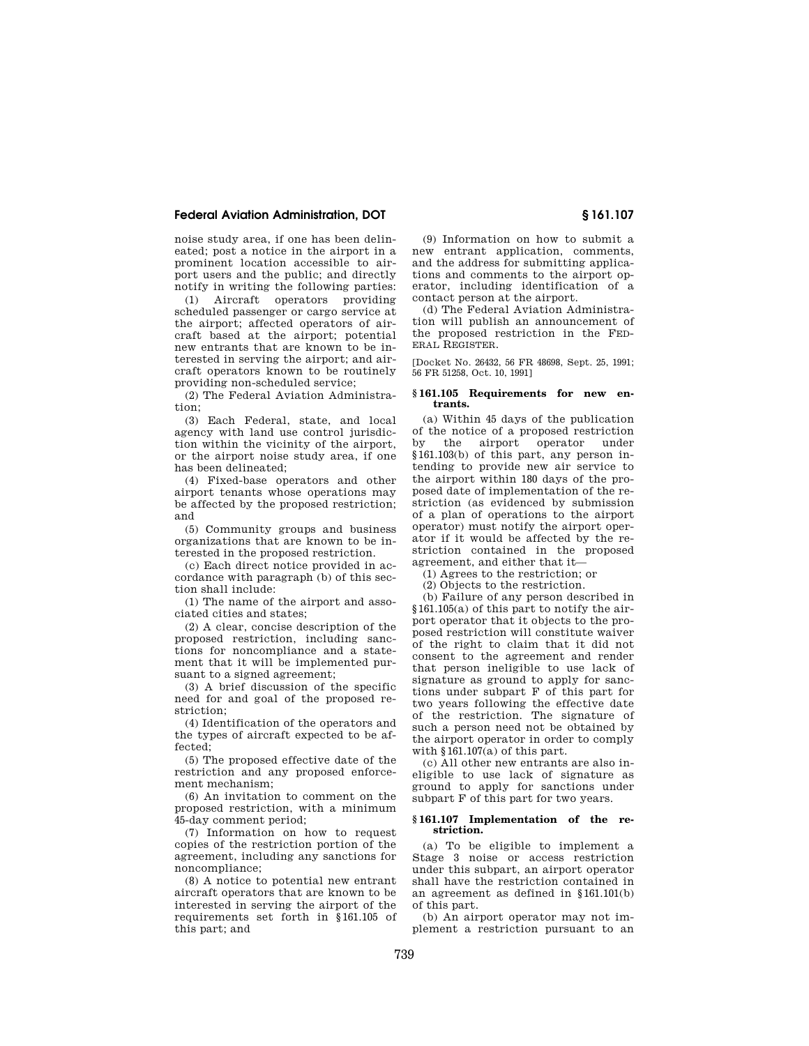noise study area, if one has been delineated; post a notice in the airport in a prominent location accessible to airport users and the public; and directly notify in writing the following parties:

(1) Aircraft operators providing scheduled passenger or cargo service at the airport; affected operators of aircraft based at the airport; potential new entrants that are known to be interested in serving the airport; and aircraft operators known to be routinely providing non-scheduled service;

(2) The Federal Aviation Administration;

(3) Each Federal, state, and local agency with land use control jurisdiction within the vicinity of the airport, or the airport noise study area, if one has been delineated;

(4) Fixed-base operators and other airport tenants whose operations may be affected by the proposed restriction; and

(5) Community groups and business organizations that are known to be interested in the proposed restriction.

(c) Each direct notice provided in accordance with paragraph (b) of this section shall include:

(1) The name of the airport and associated cities and states;

(2) A clear, concise description of the proposed restriction, including sanctions for noncompliance and a statement that it will be implemented pursuant to a signed agreement;

(3) A brief discussion of the specific need for and goal of the proposed restriction;

(4) Identification of the operators and the types of aircraft expected to be affected;

(5) The proposed effective date of the restriction and any proposed enforcement mechanism;

(6) An invitation to comment on the proposed restriction, with a minimum 45-day comment period;

(7) Information on how to request copies of the restriction portion of the agreement, including any sanctions for noncompliance;

(8) A notice to potential new entrant aircraft operators that are known to be interested in serving the airport of the requirements set forth in §161.105 of this part; and

(9) Information on how to submit a new entrant application, comments, and the address for submitting applications and comments to the airport operator, including identification of a contact person at the airport.

(d) The Federal Aviation Administration will publish an announcement of the proposed restriction in the FEDERAL REGISTER.

[Docket No. 26432, 56 FR 48698, Sept. 25, 1991; 56 FR 51258, Oct. 10, 1991]

## §161.105 Requirements for new entrants.

(a) Within 45 days of the publication of the notice of a proposed restriction by the airport operator under §161.103(b) of this part, any person intending to provide new air service to the airport within 180 days of the proposed date of implementation of the restriction (as evidenced by submission of a plan of operations to the airport operator) must notify the airport operator if it would be affected by the restriction contained in the proposed agreement, and either that it—

(1) Agrees to the restriction; or

(2) Objects to the restriction.

(b) Failure of any person described in §161.105(a) of this part to notify the airport operator that it objects to the proposed restriction will constitute waiver of the right to claim that it did not consent to the agreement and render that person ineligible to use lack of signature as ground to apply for sanctions under subpart F of this part for two years following the effective date of the restriction. The signature of such a person need not be obtained by the airport operator in order to comply with §161.107(a) of this part.

(c) All other new entrants are also ineligible to use lack of signature as ground to apply for sanctions under subpart F of this part for two years.

## §161.107 Implementation of the restriction.

(a) To be eligible to implement a Stage 3 noise or access restriction under this subpart, an airport operator shall have the restriction contained in an agreement as defined in §161.101(b) of this part.

(b) An airport operator may not implement a restriction pursuant to an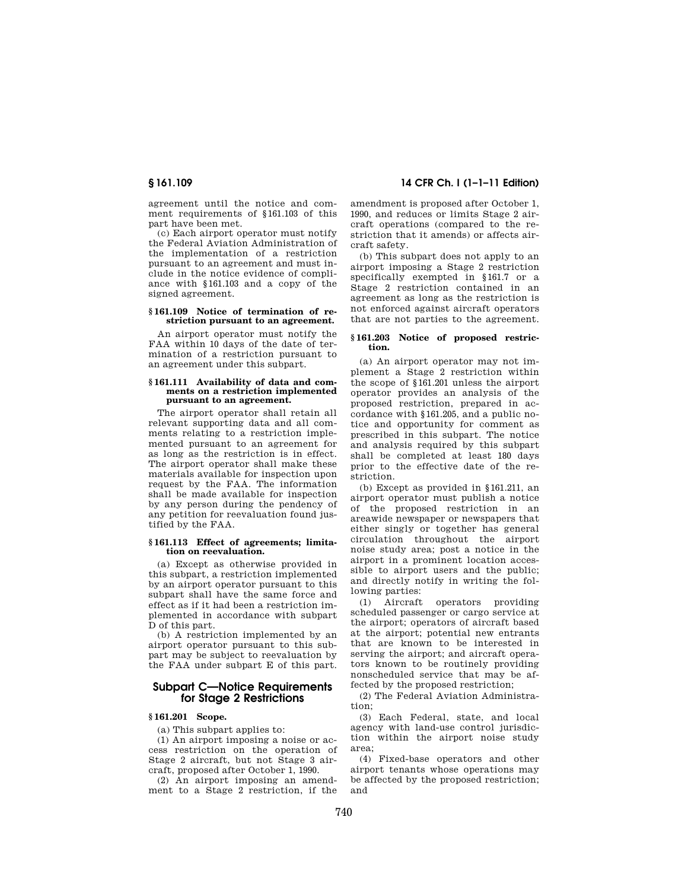agreement until the notice and comment requirements of §161.103 of this part have been met.

(c) Each airport operator must notify the Federal Aviation Administration of the implementation of a restriction pursuant to an agreement and must include in the notice evidence of compliance with §161.103 and a copy of the signed agreement.

#### §161.109 Notice of termination of restriction pursuant to an agreement.

An airport operator must notify the FAA within 10 days of the date of termination of a restriction pursuant to an agreement under this subpart.

#### §161.111 Availability of data and comments on a restriction implemented pursuant to an agreement.

The airport operator shall retain all relevant supporting data and all comments relating to a restriction implemented pursuant to an agreement for as long as the restriction is in effect. The airport operator shall make these materials available for inspection upon request by the FAA. The information shall be made available for inspection by any person during the pendency of any petition for reevaluation found justified by the FAA.

#### §161.113 Effect of agreements; limitation on reevaluation.

(a) Except as otherwise provided in this subpart, a restriction implemented by an airport operator pursuant to this subpart shall have the same force and effect as if it had been a restriction implemented in accordance with subpart D of this part.

(b) A restriction implemented by an airport operator pursuant to this subpart may be subject to reevaluation by the FAA under subpart E of this part.

## Subpart C—Notice Requirements for Stage 2 Restrictions

#### §161.201 Scope.

(a) This subpart applies to:

(1) An airport imposing a noise or access restriction on the operation of Stage 2 aircraft, but not Stage 3 aircraft, proposed after October 1, 1990.

(2) An airport imposing an amendment to a Stage 2 restriction, if the amendment is proposed after October 1, 1990, and reduces or limits Stage 2 aircraft operations (compared to the restriction that it amends) or affects aircraft safety.

(b) This subpart does not apply to an airport imposing a Stage 2 restriction specifically exempted in §161.7 or a Stage 2 restriction contained in an agreement as long as the restriction is not enforced against aircraft operators that are not parties to the agreement.

#### §161.203 Notice of proposed restriction.

(a) An airport operator may not implement a Stage 2 restriction within the scope of §161.201 unless the airport operator provides an analysis of the proposed restriction, prepared in accordance with §161.205, and a public notice and opportunity for comment as prescribed in this subpart. The notice and analysis required by this subpart shall be completed at least 180 days prior to the effective date of the restriction.

(b) Except as provided in §161.211, an airport operator must publish a notice of the proposed restriction in an areawide newspaper or newspapers that either singly or together has general circulation throughout the airport noise study area; post a notice in the airport in a prominent location accessible to airport users and the public; and directly notify in writing the following parties:

(1) Aircraft operators providing scheduled passenger or cargo service at the airport; operators of aircraft based at the airport; potential new entrants that are known to be interested in serving the airport; and aircraft operators known to be routinely providing nonscheduled service that may be affected by the proposed restriction;

(2) The Federal Aviation Administration;

(3) Each Federal, state, and local agency with land-use control jurisdiction within the airport noise study area;

(4) Fixed-base operators and other airport tenants whose operations may be affected by the proposed restriction; and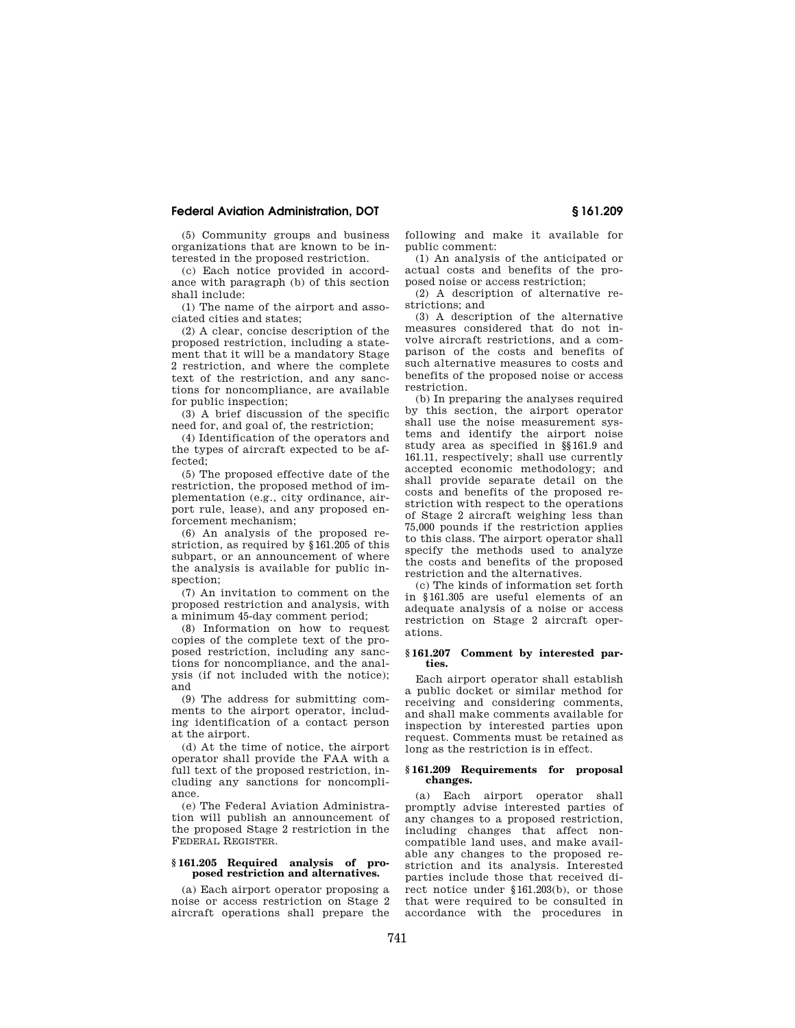(5) Community groups and business organizations that are known to be interested in the proposed restriction.

(c) Each notice provided in accordance with paragraph (b) of this section shall include:

(1) The name of the airport and associated cities and states;

(2) A clear, concise description of the proposed restriction, including a statement that it will be a mandatory Stage 2 restriction, and where the complete text of the restriction, and any sanctions for noncompliance, are available for public inspection;

(3) A brief discussion of the specific need for, and goal of, the restriction;

(4) Identification of the operators and the types of aircraft expected to be affected;

(5) The proposed effective date of the restriction, the proposed method of implementation (e.g., city ordinance, airport rule, lease), and any proposed enforcement mechanism;

(6) An analysis of the proposed restriction, as required by §161.205 of this subpart, or an announcement of where the analysis is available for public inspection;

(7) An invitation to comment on the proposed restriction and analysis, with a minimum 45-day comment period;

(8) Information on how to request copies of the complete text of the proposed restriction, including any sanctions for noncompliance, and the analysis (if not included with the notice); and

(9) The address for submitting comments to the airport operator, including identification of a contact person at the airport.

(d) At the time of notice, the airport operator shall provide the FAA with a full text of the proposed restriction, including any sanctions for noncompliance.

(e) The Federal Aviation Administration will publish an announcement of the proposed Stage 2 restriction in the FEDERAL REGISTER.

### §161.205 Required analysis of proposed restriction and alternatives.

(a) Each airport operator proposing a noise or access restriction on Stage 2 aircraft operations shall prepare the following and make it available for public comment:

(1) An analysis of the anticipated or actual costs and benefits of the proposed noise or access restriction;

(2) A description of alternative restrictions; and

(3) A description of the alternative measures considered that do not involve aircraft restrictions, and a comparison of the costs and benefits of such alternative measures to costs and benefits of the proposed noise or access restriction.

(b) In preparing the analyses required by this section, the airport operator shall use the noise measurement systems and identify the airport noise study area as specified in §§161.9 and 161.11, respectively; shall use currently accepted economic methodology; and shall provide separate detail on the costs and benefits of the proposed restriction with respect to the operations of Stage 2 aircraft weighing less than 75,000 pounds if the restriction applies to this class. The airport operator shall specify the methods used to analyze the costs and benefits of the proposed restriction and the alternatives.

(c) The kinds of information set forth in §161.305 are useful elements of an adequate analysis of a noise or access restriction on Stage 2 aircraft operations.

### §161.207 Comment by interested parties.

Each airport operator shall establish a public docket or similar method for receiving and considering comments, and shall make comments available for inspection by interested parties upon request. Comments must be retained as long as the restriction is in effect.

### §161.209 Requirements for proposal changes.

(a) Each airport operator shall promptly advise interested parties of any changes to a proposed restriction, including changes that affect noncompatible land uses, and make available any changes to the proposed restriction and its analysis. Interested parties include those that received direct notice under §161.203(b), or those that were required to be consulted in accordance with the procedures in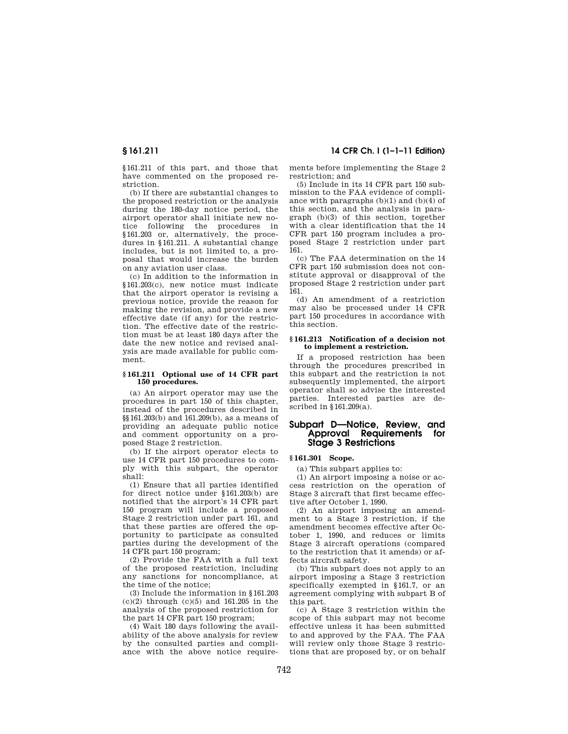§161.211 of this part, and those that have commented on the proposed restriction.

(b) If there are substantial changes to the proposed restriction or the analysis during the 180-day notice period, the airport operator shall initiate new notice following the procedures in §161.203 or, alternatively, the procedures in §161.211. A substantial change includes, but is not limited to, a proposal that would increase the burden on any aviation user class.

(c) In addition to the information in §161.203(c), new notice must indicate that the airport operator is revising a previous notice, provide the reason for making the revision, and provide a new effective date (if any) for the restriction. The effective date of the restriction must be at least 180 days after the date the new notice and revised analysis are made available for public comment.

### §161.211 Optional use of 14 CFR part 150 procedures.

(a) An airport operator may use the procedures in part 150 of this chapter, instead of the procedures described in §§161.203(b) and 161.209(b), as a means of providing an adequate public notice and comment opportunity on a proposed Stage 2 restriction.

(b) If the airport operator elects to use 14 CFR part 150 procedures to comply with this subpart, the operator shall:

(1) Ensure that all parties identified for direct notice under §161.203(b) are notified that the airport's 14 CFR part 150 program will include a proposed Stage 2 restriction under part 161, and that these parties are offered the opportunity to participate as consulted parties during the development of the 14 CFR part 150 program;

(2) Provide the FAA with a full text of the proposed restriction, including any sanctions for noncompliance, at the time of the notice;

(3) Include the information in §161.203 (c)(2) through (c)(5) and 161.205 in the analysis of the proposed restriction for the part 14 CFR part 150 program;

(4) Wait 180 days following the availability of the above analysis for review by the consulted parties and compliance with the above notice requirements before implementing the Stage 2 restriction; and

(5) Include in its 14 CFR part 150 submission to the FAA evidence of compliance with paragraphs (b)(1) and (b)(4) of this section, and the analysis in paragraph (b)(3) of this section, together with a clear identification that the 14 CFR part 150 program includes a proposed Stage 2 restriction under part 161.

(c) The FAA determination on the 14 CFR part 150 submission does not constitute approval or disapproval of the proposed Stage 2 restriction under part 161.

(d) An amendment of a restriction may also be processed under 14 CFR part 150 procedures in accordance with this section.

### §161.213 Notification of a decision not to implement a restriction.

If a proposed restriction has been through the procedures prescribed in this subpart and the restriction is not subsequently implemented, the airport operator shall so advise the interested parties. Interested parties are described in §161.209(a).

## Subpart D—Notice, Review, and Approval Requirements for Stage 3 Restrictions

### §161.301 Scope.

(a) This subpart applies to:

(1) An airport imposing a noise or access restriction on the operation of Stage 3 aircraft that first became effective after October 1, 1990.

(2) An airport imposing an amendment to a Stage 3 restriction, if the amendment becomes effective after October 1, 1990, and reduces or limits Stage 3 aircraft operations (compared to the restriction that it amends) or affects aircraft safety.

(b) This subpart does not apply to an airport imposing a Stage 3 restriction specifically exempted in §161.7, or an agreement complying with subpart B of this part.

(c) A Stage 3 restriction within the scope of this subpart may not become effective unless it has been submitted to and approved by the FAA. The FAA will review only those Stage 3 restrictions that are proposed by, or on behalf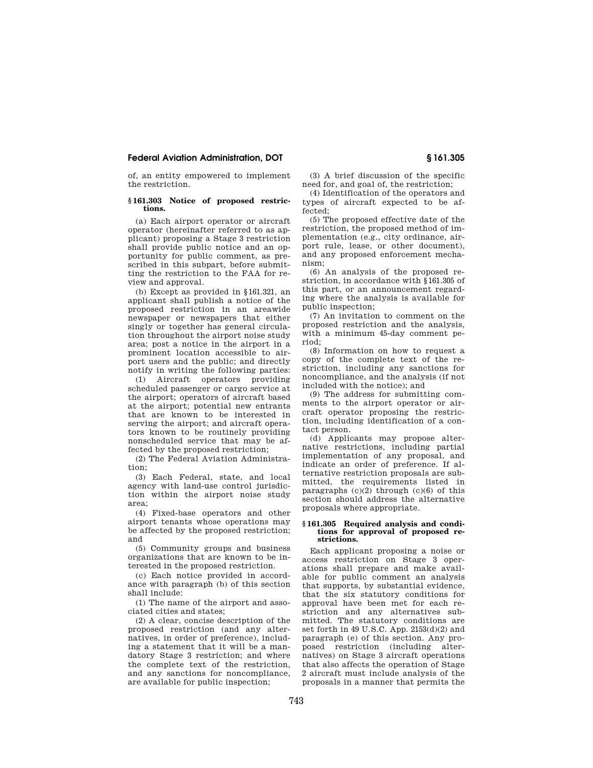of, an entity empowered to implement the restriction.

### § 161.303 Notice of proposed restrictions.

(a) Each airport operator or aircraft operator (hereinafter referred to as applicant) proposing a Stage 3 restriction shall provide public notice and an opportunity for public comment, as prescribed in this subpart, before submitting the restriction to the FAA for review and approval.

(b) Except as provided in §161.321, an applicant shall publish a notice of the proposed restriction in an areawide newspaper or newspapers that either singly or together has general circulation throughout the airport noise study area; post a notice in the airport in a prominent location accessible to airport users and the public; and directly notify in writing the following parties:

(1) Aircraft operators providing scheduled passenger or cargo service at the airport; operators of aircraft based at the airport; potential new entrants that are known to be interested in serving the airport; and aircraft operators known to be routinely providing nonscheduled service that may be affected by the proposed restriction;

(2) The Federal Aviation Administration;

(3) Each Federal, state, and local agency with land-use control jurisdiction within the airport noise study area;

(4) Fixed-base operators and other airport tenants whose operations may be affected by the proposed restriction; and

(5) Community groups and business organizations that are known to be interested in the proposed restriction.

(c) Each notice provided in accordance with paragraph (b) of this section shall include:

(1) The name of the airport and associated cities and states;

(2) A clear, concise description of the proposed restriction (and any alternatives, in order of preference), including a statement that it will be a mandatory Stage 3 restriction; and where the complete text of the restriction, and any sanctions for noncompliance, are available for public inspection;

(3) A brief discussion of the specific need for, and goal of, the restriction;

(4) Identification of the operators and types of aircraft expected to be affected;

(5) The proposed effective date of the restriction, the proposed method of implementation (e.g., city ordinance, airport rule, lease, or other document), and any proposed enforcement mechanism;

(6) An analysis of the proposed restriction, in accordance with §161.305 of this part, or an announcement regarding where the analysis is available for public inspection;

(7) An invitation to comment on the proposed restriction and the analysis, with a minimum 45-day comment period;

(8) Information on how to request a copy of the complete text of the restriction, including any sanctions for noncompliance, and the analysis (if not included with the notice); and

(9) The address for submitting comments to the airport operator or aircraft operator proposing the restriction, including identification of a contact person.

(d) Applicants may propose alternative restrictions, including partial implementation of any proposal, and indicate an order of preference. If alternative restriction proposals are submitted, the requirements listed in paragraphs (c)(2) through (c)(6) of this section should address the alternative proposals where appropriate.

### § 161.305 Required analysis and conditions for approval of proposed restrictions.

Each applicant proposing a noise or access restriction on Stage 3 operations shall prepare and make available for public comment an analysis that supports, by substantial evidence, that the six statutory conditions for approval have been met for each restriction and any alternatives submitted. The statutory conditions are set forth in 49 U.S.C. App. 2153(d)(2) and paragraph (e) of this section. Any proposed restriction (including alternatives) on Stage 3 aircraft operations that also affects the operation of Stage 2 aircraft must include analysis of the proposals in a manner that permits the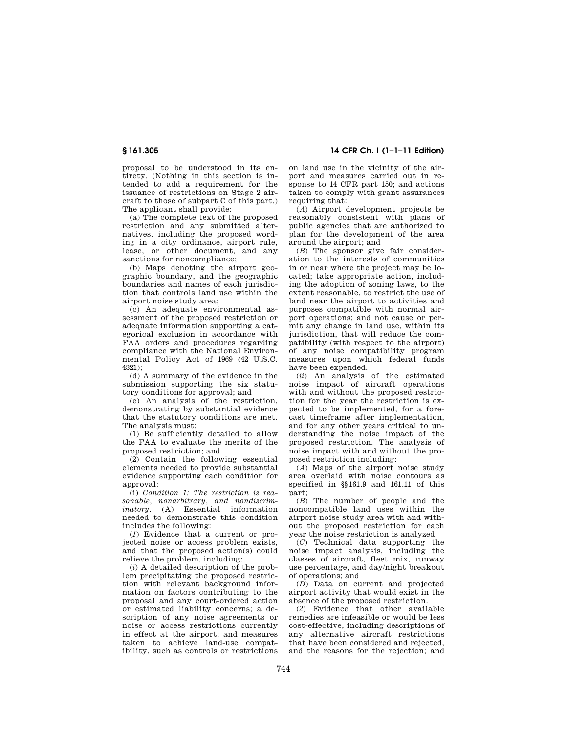proposal to be understood in its entirety. (Nothing in this section is intended to add a requirement for the issuance of restrictions on Stage 2 aircraft to those of subpart C of this part.) The applicant shall provide:

(a) The complete text of the proposed restriction and any submitted alternatives, including the proposed wording in a city ordinance, airport rule, lease, or other document, and any sanctions for noncompliance;

(b) Maps denoting the airport geographic boundary, and the geographic boundaries and names of each jurisdiction that controls land use within the airport noise study area;

(c) An adequate environmental assessment of the proposed restriction or adequate information supporting a categorical exclusion in accordance with FAA orders and procedures regarding compliance with the National Environmental Policy Act of 1969 (42 U.S.C. 4321);

(d) A summary of the evidence in the submission supporting the six statutory conditions for approval; and

(e) An analysis of the restriction, demonstrating by substantial evidence that the statutory conditions are met. The analysis must:

(1) Be sufficiently detailed to allow the FAA to evaluate the merits of the proposed restriction; and

(2) Contain the following essential elements needed to provide substantial evidence supporting each condition for approval:

(i) *Condition 1: The restriction is reasonable, nonarbitrary, and nondiscriminatory.* (A) Essential information needed to demonstrate this condition includes the following:

(*1*) Evidence that a current or projected noise or access problem exists, and that the proposed action(s) could relieve the problem, including:

(*i*) A detailed description of the problem precipitating the proposed restriction with relevant background information on factors contributing to the proposal and any court-ordered action or estimated liability concerns; a description of any noise agreements or noise or access restrictions currently in effect at the airport; and measures taken to achieve land-use compatibility, such as controls or restrictions on land use in the vicinity of the airport and measures carried out in response to 14 CFR part 150; and actions taken to comply with grant assurances requiring that:

(*A*) Airport development projects be reasonably consistent with plans of public agencies that are authorized to plan for the development of the area around the airport; and

(*B*) The sponsor give fair consideration to the interests of communities in or near where the project may be located; take appropriate action, including the adoption of zoning laws, to the extent reasonable, to restrict the use of land near the airport to activities and purposes compatible with normal airport operations; and not cause or permit any change in land use, within its jurisdiction, that will reduce the compatibility (with respect to the airport) of any noise compatibility program measures upon which federal funds have been expended.

(*ii*) An analysis of the estimated noise impact of aircraft operations with and without the proposed restriction for the year the restriction is expected to be implemented, for a forecast timeframe after implementation, and for any other years critical to understanding the noise impact of the proposed restriction. The analysis of noise impact with and without the proposed restriction including:

(*A*) Maps of the airport noise study area overlaid with noise contours as specified in §§161.9 and 161.11 of this part;

(*B*) The number of people and the noncompatible land uses within the airport noise study area with and without the proposed restriction for each year the noise restriction is analyzed;

(*C*) Technical data supporting the noise impact analysis, including the classes of aircraft, fleet mix, runway use percentage, and day/night breakout of operations; and

(*D*) Data on current and projected airport activity that would exist in the absence of the proposed restriction.

(*2*) Evidence that other available remedies are infeasible or would be less cost-effective, including descriptions of any alternative aircraft restrictions that have been considered and rejected, and the reasons for the rejection; and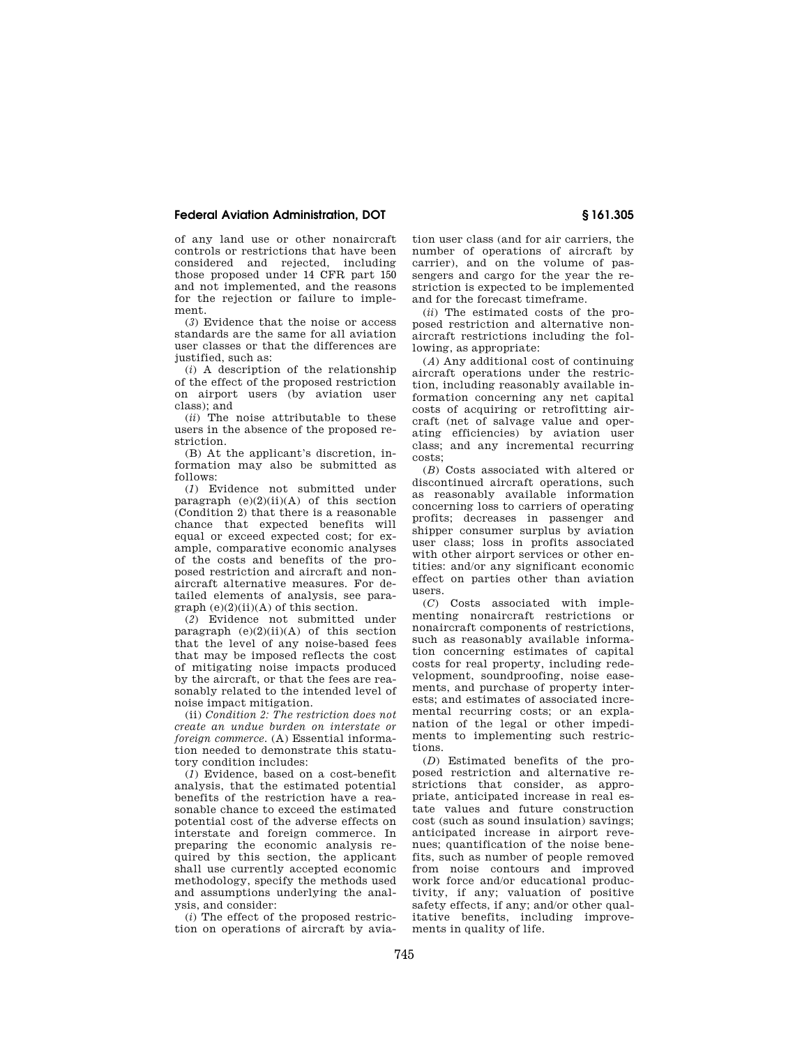of any land use or other nonaircraft controls or restrictions that have been considered and rejected, including those proposed under 14 CFR part 150 and not implemented, and the reasons for the rejection or failure to implement.

(*3*) Evidence that the noise or access standards are the same for all aviation user classes or that the differences are justified, such as:

(*i*) A description of the relationship of the effect of the proposed restriction on airport users (by aviation user class); and

(*ii*) The noise attributable to these users in the absence of the proposed restriction.

(B) At the applicant's discretion, information may also be submitted as follows:

(*1*) Evidence not submitted under paragraph (e)(2)(ii)(A) of this section (Condition 2) that there is a reasonable chance that expected benefits will equal or exceed expected cost; for example, comparative economic analyses of the costs and benefits of the proposed restriction and aircraft and nonaircraft alternative measures. For detailed elements of analysis, see paragraph (e)(2)(ii)(A) of this section.

(*2*) Evidence not submitted under paragraph (e)(2)(ii)(A) of this section that the level of any noise-based fees that may be imposed reflects the cost of mitigating noise impacts produced by the aircraft, or that the fees are reasonably related to the intended level of noise impact mitigation.

(ii) *Condition 2: The restriction does not create an undue burden on interstate or foreign commerce.* (A) Essential information needed to demonstrate this statutory condition includes:

(*1*) Evidence, based on a cost-benefit analysis, that the estimated potential benefits of the restriction have a reasonable chance to exceed the estimated potential cost of the adverse effects on interstate and foreign commerce. In preparing the economic analysis required by this section, the applicant shall use currently accepted economic methodology, specify the methods used and assumptions underlying the analysis, and consider:

(*i*) The effect of the proposed restriction on operations of aircraft by aviation user class (and for air carriers, the number of operations of aircraft by carrier), and on the volume of passengers and cargo for the year the restriction is expected to be implemented and for the forecast timeframe.

(*ii*) The estimated costs of the proposed restriction and alternative nonaircraft restrictions including the following, as appropriate:

(*A*) Any additional cost of continuing aircraft operations under the restriction, including reasonably available information concerning any net capital costs of acquiring or retrofitting aircraft (net of salvage value and operating efficiencies) by aviation user class; and any incremental recurring costs;

(*B*) Costs associated with altered or discontinued aircraft operations, such as reasonably available information concerning loss to carriers of operating profits; decreases in passenger and shipper consumer surplus by aviation user class; loss in profits associated with other airport services or other entities: and/or any significant economic effect on parties other than aviation users.

(*C*) Costs associated with implementing nonaircraft restrictions or nonaircraft components of restrictions, such as reasonably available information concerning estimates of capital costs for real property, including redevelopment, soundproofing, noise easements, and purchase of property interests; and estimates of associated incremental recurring costs; or an explanation of the legal or other impediments to implementing such restrictions.

(*D*) Estimated benefits of the proposed restriction and alternative restrictions that consider, as appropriate, anticipated increase in real estate values and future construction cost (such as sound insulation) savings; anticipated increase in airport revenues; quantification of the noise benefits, such as number of people removed from noise contours and improved work force and/or educational productivity, if any; valuation of positive safety effects, if any; and/or other qualitative benefits, including improvements in quality of life.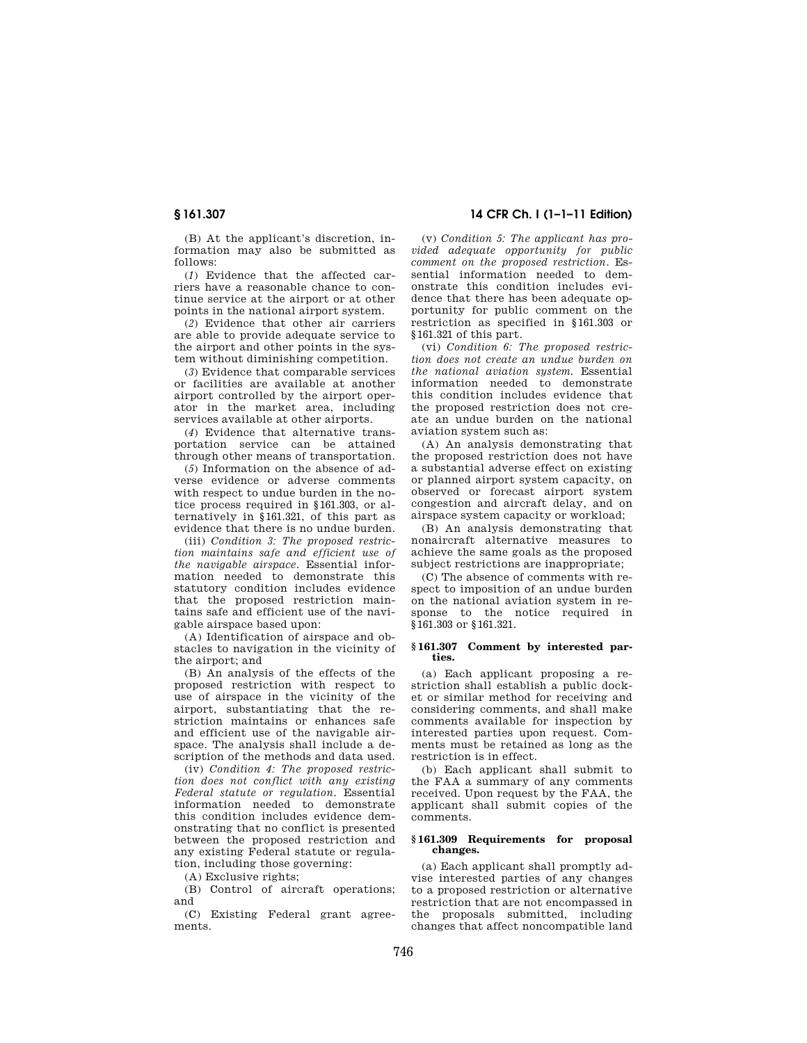(B) At the applicant's discretion, information may also be submitted as follows:

(*1*) Evidence that the affected carriers have a reasonable chance to continue service at the airport or at other points in the national airport system.

(*2*) Evidence that other air carriers are able to provide adequate service to the airport and other points in the system without diminishing competition.

(*3*) Evidence that comparable services or facilities are available at another airport controlled by the airport operator in the market area, including services available at other airports.

(*4*) Evidence that alternative transportation service can be attained through other means of transportation.

(*5*) Information on the absence of adverse evidence or adverse comments with respect to undue burden in the notice process required in §161.303, or alternatively in §161.321, of this part as evidence that there is no undue burden.

(iii) *Condition 3: The proposed restriction maintains safe and efficient use of the navigable airspace.* Essential information needed to demonstrate this statutory condition includes evidence that the proposed restriction maintains safe and efficient use of the navigable airspace based upon:

(A) Identification of airspace and obstacles to navigation in the vicinity of the airport; and

(B) An analysis of the effects of the proposed restriction with respect to use of airspace in the vicinity of the airport, substantiating that the restriction maintains or enhances safe and efficient use of the navigable airspace. The analysis shall include a description of the methods and data used.

(iv) *Condition 4: The proposed restriction does not conflict with any existing Federal statute or regulation.* Essential information needed to demonstrate this condition includes evidence demonstrating that no conflict is presented between the proposed restriction and any existing Federal statute or regulation, including those governing:

(A) Exclusive rights;

(B) Control of aircraft operations; and

(C) Existing Federal grant agreements.

(v) *Condition 5: The applicant has provided adequate opportunity for public comment on the proposed restriction.* Essential information needed to demonstrate this condition includes evidence that there has been adequate opportunity for public comment on the restriction as specified in §161.303 or §161.321 of this part.

(vi) *Condition 6: The proposed restriction does not create an undue burden on the national aviation system.* Essential information needed to demonstrate this condition includes evidence that the proposed restriction does not create an undue burden on the national aviation system such as:

(A) An analysis demonstrating that the proposed restriction does not have a substantial adverse effect on existing or planned airport system capacity, on observed or forecast airport system congestion and aircraft delay, and on airspace system capacity or workload;

(B) An analysis demonstrating that nonaircraft alternative measures to achieve the same goals as the proposed subject restrictions are inappropriate;

(C) The absence of comments with respect to imposition of an undue burden on the national aviation system in response to the notice required in §161.303 or §161.321.

### §161.307 Comment by interested parties.

(a) Each applicant proposing a restriction shall establish a public docket or similar method for receiving and considering comments, and shall make comments available for inspection by interested parties upon request. Comments must be retained as long as the restriction is in effect.

(b) Each applicant shall submit to the FAA a summary of any comments received. Upon request by the FAA, the applicant shall submit copies of the comments.

### §161.309 Requirements for proposal changes.

(a) Each applicant shall promptly advise interested parties of any changes to a proposed restriction or alternative restriction that are not encompassed in the proposals submitted, including changes that affect noncompatible land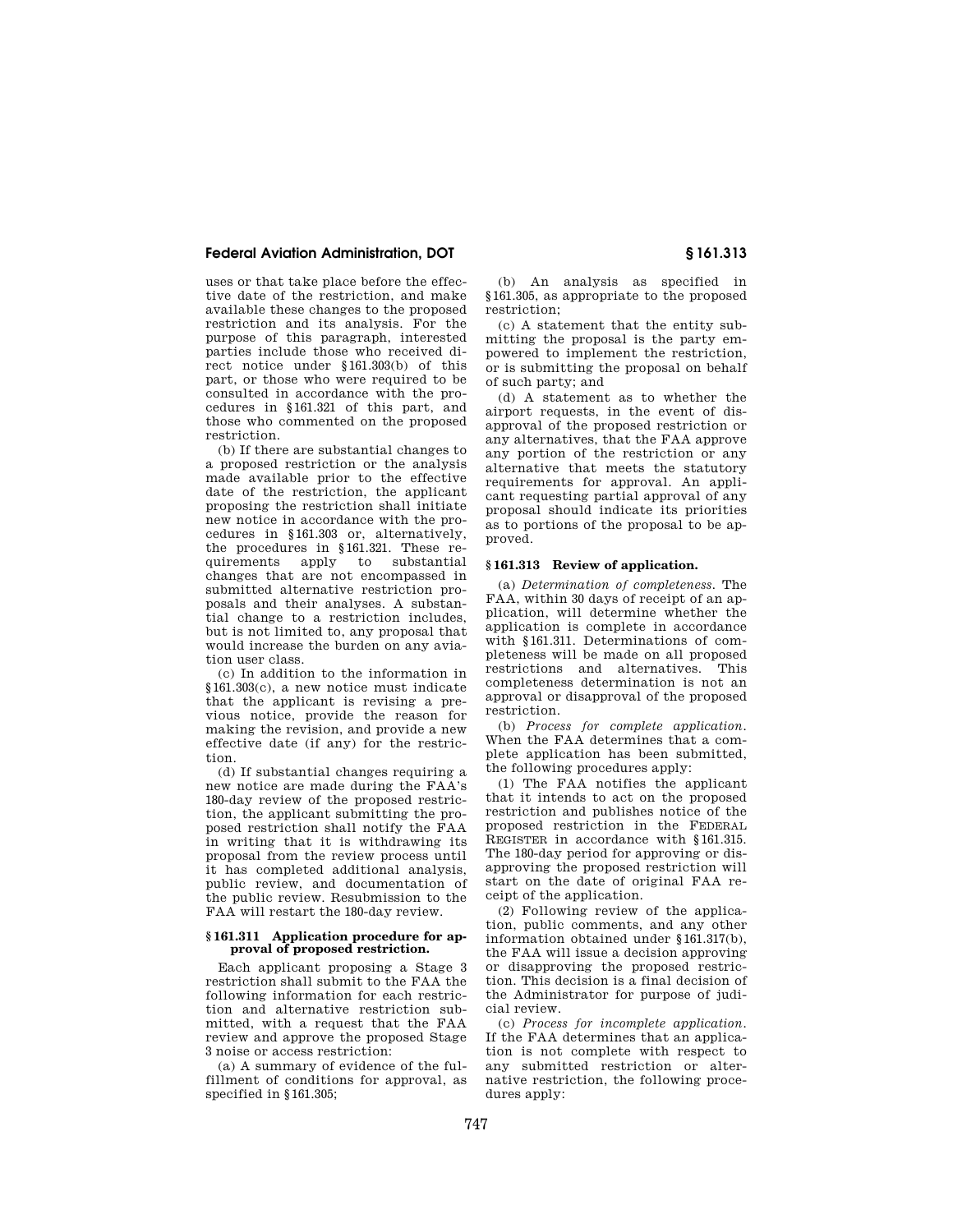uses or that take place before the effective date of the restriction, and make available these changes to the proposed restriction and its analysis. For the purpose of this paragraph, interested parties include those who received direct notice under §161.303(b) of this part, or those who were required to be consulted in accordance with the procedures in §161.321 of this part, and those who commented on the proposed restriction.

(b) If there are substantial changes to a proposed restriction or the analysis made available prior to the effective date of the restriction, the applicant proposing the restriction shall initiate new notice in accordance with the procedures in §161.303 or, alternatively, the procedures in §161.321. These requirements apply to substantial changes that are not encompassed in submitted alternative restriction proposals and their analyses. A substantial change to a restriction includes, but is not limited to, any proposal that would increase the burden on any aviation user class.

(c) In addition to the information in §161.303(c), a new notice must indicate that the applicant is revising a previous notice, provide the reason for making the revision, and provide a new effective date (if any) for the restriction.

(d) If substantial changes requiring a new notice are made during the FAA's 180-day review of the proposed restriction, the applicant submitting the proposed restriction shall notify the FAA in writing that it is withdrawing its proposal from the review process until it has completed additional analysis, public review, and documentation of the public review. Resubmission to the FAA will restart the 180-day review.

### §161.311 Application procedure for approval of proposed restriction.

Each applicant proposing a Stage 3 restriction shall submit to the FAA the following information for each restriction and alternative restriction submitted, with a request that the FAA review and approve the proposed Stage 3 noise or access restriction:

(a) A summary of evidence of the fulfillment of conditions for approval, as specified in §161.305;

(b) An analysis as specified in §161.305, as appropriate to the proposed restriction;

(c) A statement that the entity submitting the proposal is the party empowered to implement the restriction, or is submitting the proposal on behalf of such party; and

(d) A statement as to whether the airport requests, in the event of disapproval of the proposed restriction or any alternatives, that the FAA approve any portion of the restriction or any alternative that meets the statutory requirements for approval. An applicant requesting partial approval of any proposal should indicate its priorities as to portions of the proposal to be approved.

### §161.313 Review of application.

(a) *Determination of completeness.* The FAA, within 30 days of receipt of an application, will determine whether the application is complete in accordance with §161.311. Determinations of completeness will be made on all proposed restrictions and alternatives. This completeness determination is not an approval or disapproval of the proposed restriction.

(b) *Process for complete application.* When the FAA determines that a complete application has been submitted, the following procedures apply:

(1) The FAA notifies the applicant that it intends to act on the proposed restriction and publishes notice of the proposed restriction in the FEDERAL REGISTER in accordance with §161.315. The 180-day period for approving or disapproving the proposed restriction will start on the date of original FAA receipt of the application.

(2) Following review of the application, public comments, and any other information obtained under §161.317(b), the FAA will issue a decision approving or disapproving the proposed restriction. This decision is a final decision of the Administrator for purpose of judicial review.

(c) *Process for incomplete application.* If the FAA determines that an application is not complete with respect to any submitted restriction or alternative restriction, the following procedures apply: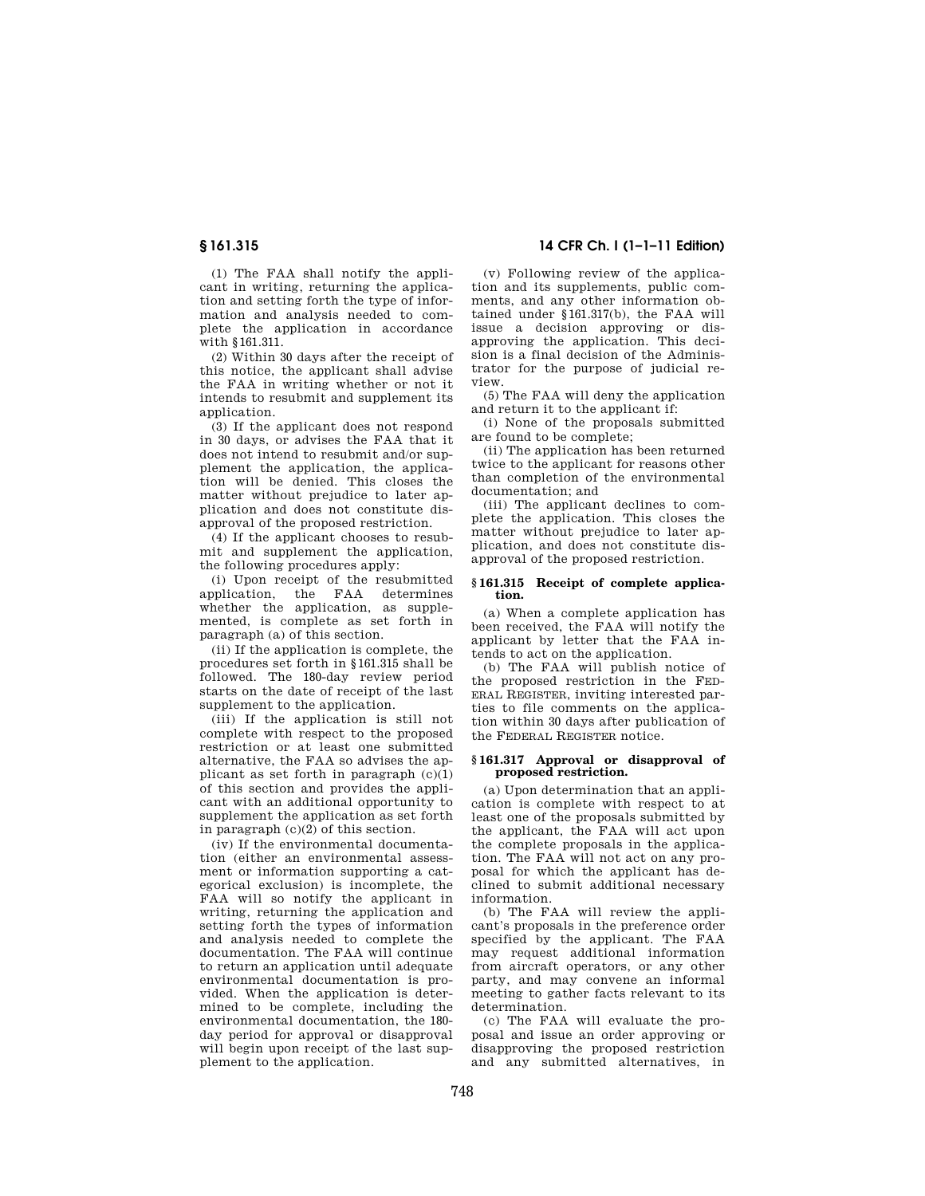(1) The FAA shall notify the applicant in writing, returning the application and setting forth the type of information and analysis needed to complete the application in accordance with §161.311.

(2) Within 30 days after the receipt of this notice, the applicant shall advise the FAA in writing whether or not it intends to resubmit and supplement its application.

(3) If the applicant does not respond in 30 days, or advises the FAA that it does not intend to resubmit and/or supplement the application, the application will be denied. This closes the matter without prejudice to later application and does not constitute disapproval of the proposed restriction.

(4) If the applicant chooses to resubmit and supplement the application, the following procedures apply:

(i) Upon receipt of the resubmitted application, the FAA determines whether the application, as supplemented, is complete as set forth in paragraph (a) of this section.

(ii) If the application is complete, the procedures set forth in §161.315 shall be followed. The 180-day review period starts on the date of receipt of the last supplement to the application.

(iii) If the application is still not complete with respect to the proposed restriction or at least one submitted alternative, the FAA so advises the applicant as set forth in paragraph (c)(1) of this section and provides the applicant with an additional opportunity to supplement the application as set forth in paragraph (c)(2) of this section.

(iv) If the environmental documentation (either an environmental assessment or information supporting a categorical exclusion) is incomplete, the FAA will so notify the applicant in writing, returning the application and setting forth the types of information and analysis needed to complete the documentation. The FAA will continue to return an application until adequate environmental documentation is provided. When the application is determined to be complete, including the environmental documentation, the 180-day period for approval or disapproval will begin upon receipt of the last supplement to the application.

(v) Following review of the application and its supplements, public comments, and any other information obtained under §161.317(b), the FAA will issue a decision approving or disapproving the application. This decision is a final decision of the Administrator for the purpose of judicial review.

(5) The FAA will deny the application and return it to the applicant if:

(i) None of the proposals submitted are found to be complete;

(ii) The application has been returned twice to the applicant for reasons other than completion of the environmental documentation; and

(iii) The applicant declines to complete the application. This closes the matter without prejudice to later application, and does not constitute disapproval of the proposed restriction.

### §161.315 Receipt of complete application.

(a) When a complete application has been received, the FAA will notify the applicant by letter that the FAA intends to act on the application.

(b) The FAA will publish notice of the proposed restriction in the FEDERAL REGISTER, inviting interested parties to file comments on the application within 30 days after publication of the FEDERAL REGISTER notice.

### §161.317 Approval or disapproval of proposed restriction.

(a) Upon determination that an application is complete with respect to at least one of the proposals submitted by the applicant, the FAA will act upon the complete proposals in the application. The FAA will not act on any proposal for which the applicant has declined to submit additional necessary information.

(b) The FAA will review the applicant's proposals in the preference order specified by the applicant. The FAA may request additional information from aircraft operators, or any other party, and may convene an informal meeting to gather facts relevant to its determination.

(c) The FAA will evaluate the proposal and issue an order approving or disapproving the proposed restriction and any submitted alternatives, in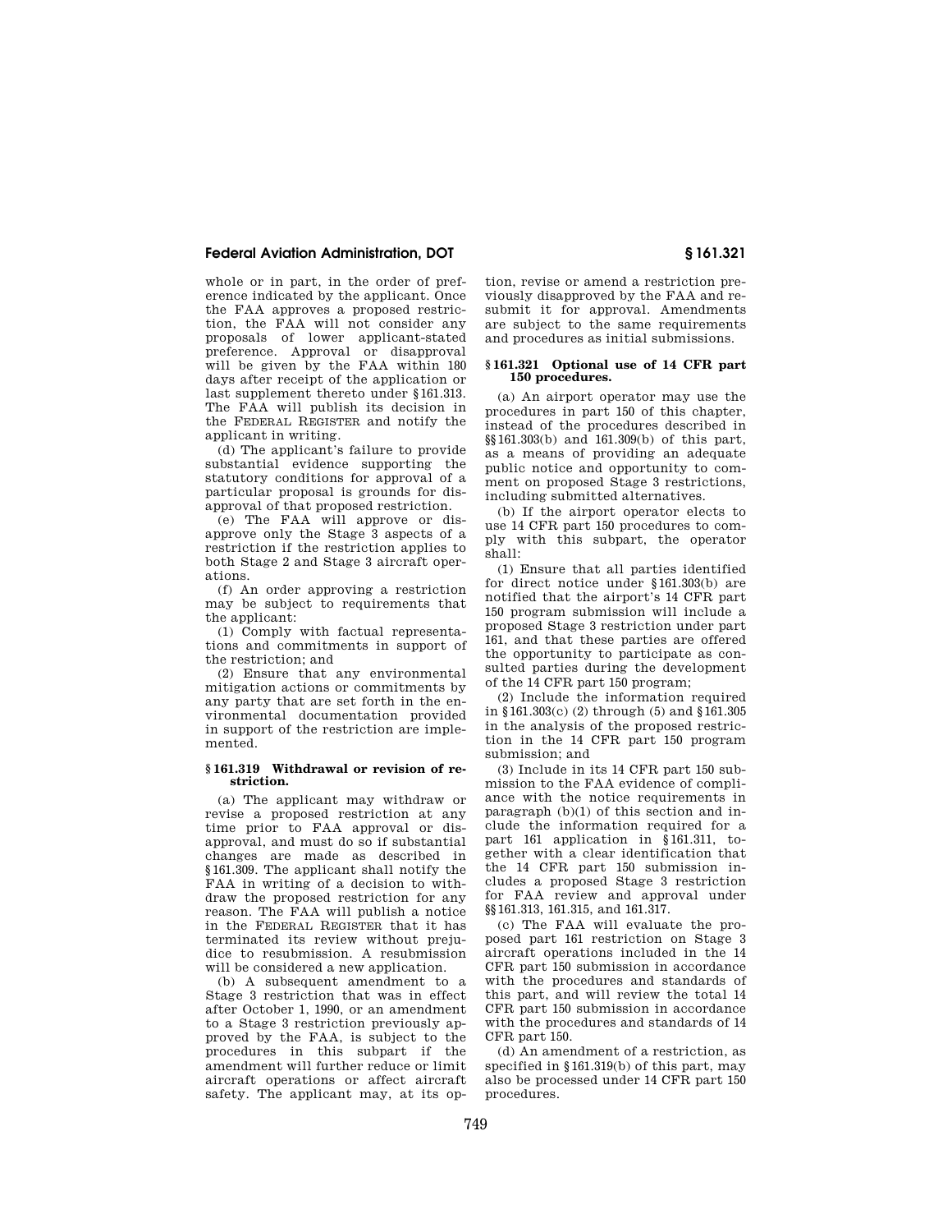whole or in part, in the order of preference indicated by the applicant. Once the FAA approves a proposed restriction, the FAA will not consider any proposals of lower applicant-stated preference. Approval or disapproval will be given by the FAA within 180 days after receipt of the application or last supplement thereto under §161.313. The FAA will publish its decision in the FEDERAL REGISTER and notify the applicant in writing.

(d) The applicant's failure to provide substantial evidence supporting the statutory conditions for approval of a particular proposal is grounds for disapproval of that proposed restriction.

(e) The FAA will approve or disapprove only the Stage 3 aspects of a restriction if the restriction applies to both Stage 2 and Stage 3 aircraft operations.

(f) An order approving a restriction may be subject to requirements that the applicant:

(1) Comply with factual representations and commitments in support of the restriction; and

(2) Ensure that any environmental mitigation actions or commitments by any party that are set forth in the environmental documentation provided in support of the restriction are implemented.

### §161.319 Withdrawal or revision of restriction.

(a) The applicant may withdraw or revise a proposed restriction at any time prior to FAA approval or disapproval, and must do so if substantial changes are made as described in §161.309. The applicant shall notify the FAA in writing of a decision to withdraw the proposed restriction for any reason. The FAA will publish a notice in the FEDERAL REGISTER that it has terminated its review without prejudice to resubmission. A resubmission will be considered a new application.

(b) A subsequent amendment to a Stage 3 restriction that was in effect after October 1, 1990, or an amendment to a Stage 3 restriction previously approved by the FAA, is subject to the procedures in this subpart if the amendment will further reduce or limit aircraft operations or affect aircraft safety. The applicant may, at its option, revise or amend a restriction previously disapproved by the FAA and resubmit it for approval. Amendments are subject to the same requirements and procedures as initial submissions.

### §161.321 Optional use of 14 CFR part 150 procedures.

(a) An airport operator may use the procedures in part 150 of this chapter, instead of the procedures described in §§161.303(b) and 161.309(b) of this part, as a means of providing an adequate public notice and opportunity to comment on proposed Stage 3 restrictions, including submitted alternatives.

(b) If the airport operator elects to use 14 CFR part 150 procedures to comply with this subpart, the operator shall:

(1) Ensure that all parties identified for direct notice under §161.303(b) are notified that the airport's 14 CFR part 150 program submission will include a proposed Stage 3 restriction under part 161, and that these parties are offered the opportunity to participate as consulted parties during the development of the 14 CFR part 150 program;

(2) Include the information required in §161.303(c) (2) through (5) and §161.305 in the analysis of the proposed restriction in the 14 CFR part 150 program submission; and

(3) Include in its 14 CFR part 150 submission to the FAA evidence of compliance with the notice requirements in paragraph (b)(1) of this section and include the information required for a part 161 application in §161.311, together with a clear identification that the 14 CFR part 150 submission includes a proposed Stage 3 restriction for FAA review and approval under §§161.313, 161.315, and 161.317.

(c) The FAA will evaluate the proposed part 161 restriction on Stage 3 aircraft operations included in the 14 CFR part 150 submission in accordance with the procedures and standards of this part, and will review the total 14 CFR part 150 submission in accordance with the procedures and standards of 14 CFR part 150.

(d) An amendment of a restriction, as specified in §161.319(b) of this part, may also be processed under 14 CFR part 150 procedures.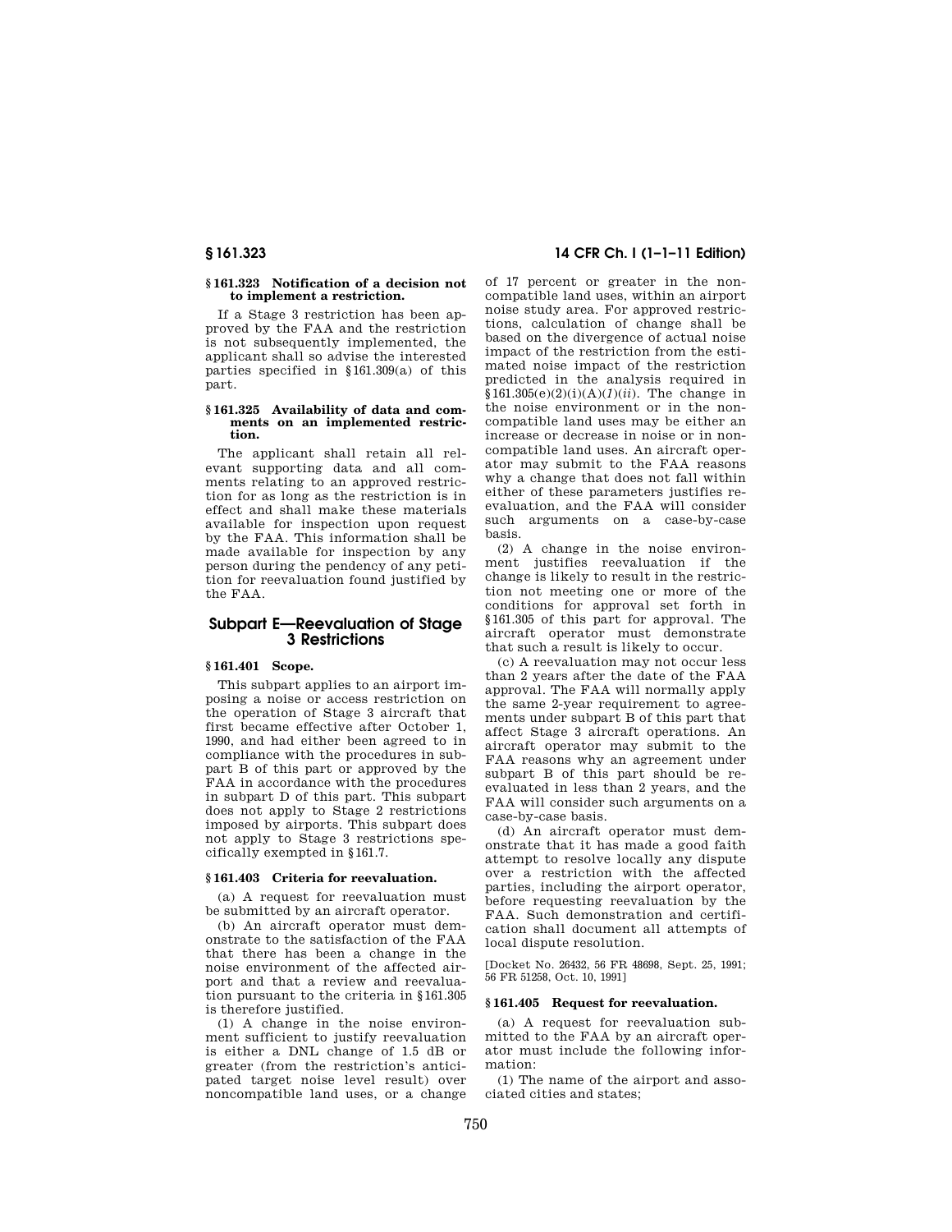### § 161.323 Notification of a decision not to implement a restriction.

If a Stage 3 restriction has been approved by the FAA and the restriction is not subsequently implemented, the applicant shall so advise the interested parties specified in §161.309(a) of this part.

### § 161.325 Availability of data and comments on an implemented restriction.

The applicant shall retain all relevant supporting data and all comments relating to an approved restriction for as long as the restriction is in effect and shall make these materials available for inspection upon request by the FAA. This information shall be made available for inspection by any person during the pendency of any petition for reevaluation found justified by the FAA.

## Subpart E—Reevaluation of Stage 3 Restrictions

### § 161.401 Scope.

This subpart applies to an airport imposing a noise or access restriction on the operation of Stage 3 aircraft that first became effective after October 1, 1990, and had either been agreed to in compliance with the procedures in subpart B of this part or approved by the FAA in accordance with the procedures in subpart D of this part. This subpart does not apply to Stage 2 restrictions imposed by airports. This subpart does not apply to Stage 3 restrictions specifically exempted in §161.7.

### § 161.403 Criteria for reevaluation.

(a) A request for reevaluation must be submitted by an aircraft operator.

(b) An aircraft operator must demonstrate to the satisfaction of the FAA that there has been a change in the noise environment of the affected airport and that a review and reevaluation pursuant to the criteria in §161.305 is therefore justified.

(1) A change in the noise environment sufficient to justify reevaluation is either a DNL change of 1.5 dB or greater (from the restriction's anticipated target noise level result) over noncompatible land uses, or a change of 17 percent or greater in the noncompatible land uses, within an airport noise study area. For approved restrictions, calculation of change shall be based on the divergence of actual noise impact of the restriction from the estimated noise impact of the restriction predicted in the analysis required in §161.305(e)(2)(i)(A)(*1*)(*ii*). The change in the noise environment or in the noncompatible land uses may be either an increase or decrease in noise or in noncompatible land uses. An aircraft operator may submit to the FAA reasons why a change that does not fall within either of these parameters justifies reevaluation, and the FAA will consider such arguments on a case-by-case basis.

(2) A change in the noise environment justifies reevaluation if the change is likely to result in the restriction not meeting one or more of the conditions for approval set forth in §161.305 of this part for approval. The aircraft operator must demonstrate that such a result is likely to occur.

(c) A reevaluation may not occur less than 2 years after the date of the FAA approval. The FAA will normally apply the same 2-year requirement to agreements under subpart B of this part that affect Stage 3 aircraft operations. An aircraft operator may submit to the FAA reasons why an agreement under subpart B of this part should be reevaluated in less than 2 years, and the FAA will consider such arguments on a case-by-case basis.

(d) An aircraft operator must demonstrate that it has made a good faith attempt to resolve locally any dispute over a restriction with the affected parties, including the airport operator, before requesting reevaluation by the FAA. Such demonstration and certification shall document all attempts of local dispute resolution.

[Docket No. 26432, 56 FR 48698, Sept. 25, 1991; 56 FR 51258, Oct. 10, 1991]

### § 161.405 Request for reevaluation.

(a) A request for reevaluation submitted to the FAA by an aircraft operator must include the following information:

(1) The name of the airport and associated cities and states;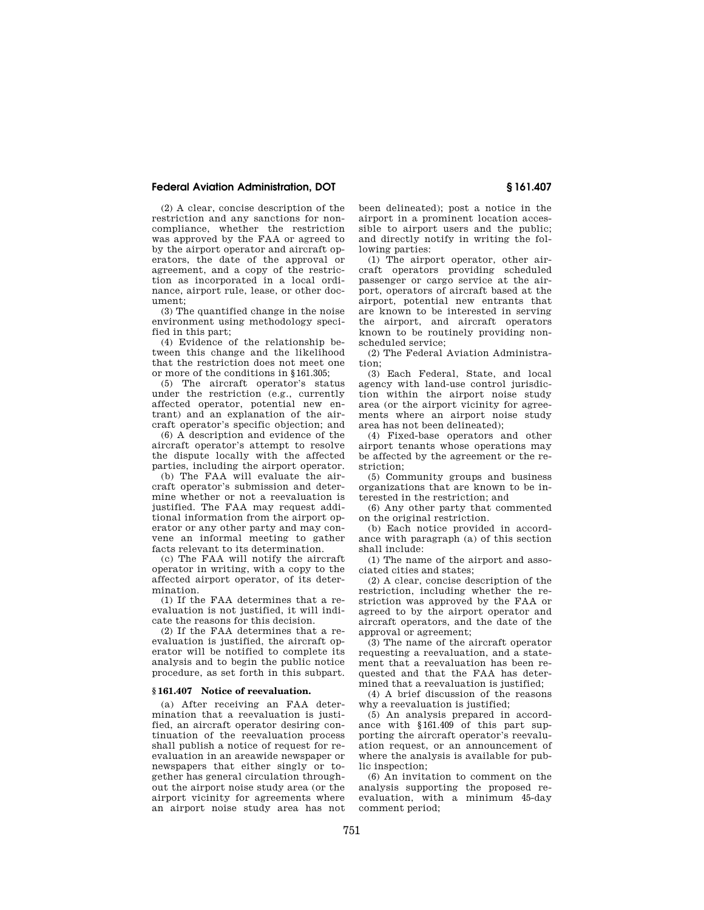(2) A clear, concise description of the restriction and any sanctions for noncompliance, whether the restriction was approved by the FAA or agreed to by the airport operator and aircraft operators, the date of the approval or agreement, and a copy of the restriction as incorporated in a local ordinance, airport rule, lease, or other document;

(3) The quantified change in the noise environment using methodology specified in this part;

(4) Evidence of the relationship between this change and the likelihood that the restriction does not meet one or more of the conditions in §161.305;

(5) The aircraft operator's status under the restriction (e.g., currently affected operator, potential new entrant) and an explanation of the aircraft operator's specific objection; and

(6) A description and evidence of the aircraft operator's attempt to resolve the dispute locally with the affected parties, including the airport operator.

(b) The FAA will evaluate the aircraft operator's submission and determine whether or not a reevaluation is justified. The FAA may request additional information from the airport operator or any other party and may convene an informal meeting to gather facts relevant to its determination.

(c) The FAA will notify the aircraft operator in writing, with a copy to the affected airport operator, of its determination.

(1) If the FAA determines that a reevaluation is not justified, it will indicate the reasons for this decision.

(2) If the FAA determines that a reevaluation is justified, the aircraft operator will be notified to complete its analysis and to begin the public notice procedure, as set forth in this subpart.

### §161.407 Notice of reevaluation.

(a) After receiving an FAA determination that a reevaluation is justified, an aircraft operator desiring continuation of the reevaluation process shall publish a notice of request for reevaluation in an areawide newspaper or newspapers that either singly or together has general circulation throughout the airport noise study area (or the airport vicinity for agreements where an airport noise study area has not been delineated); post a notice in the airport in a prominent location accessible to airport users and the public; and directly notify in writing the following parties:

(1) The airport operator, other aircraft operators providing scheduled passenger or cargo service at the airport, operators of aircraft based at the airport, potential new entrants that are known to be interested in serving the airport, and aircraft operators known to be routinely providing nonscheduled service;

(2) The Federal Aviation Administration;

(3) Each Federal, State, and local agency with land-use control jurisdiction within the airport noise study area (or the airport vicinity for agreements where an airport noise study area has not been delineated);

(4) Fixed-base operators and other airport tenants whose operations may be affected by the agreement or the restriction;

(5) Community groups and business organizations that are known to be interested in the restriction; and

(6) Any other party that commented on the original restriction.

(b) Each notice provided in accordance with paragraph (a) of this section shall include:

(1) The name of the airport and associated cities and states;

(2) A clear, concise description of the restriction, including whether the restriction was approved by the FAA or agreed to by the airport operator and aircraft operators, and the date of the approval or agreement;

(3) The name of the aircraft operator requesting a reevaluation, and a statement that a reevaluation has been requested and that the FAA has determined that a reevaluation is justified;

(4) A brief discussion of the reasons why a reevaluation is justified;

(5) An analysis prepared in accordance with §161.409 of this part supporting the aircraft operator's reevaluation request, or an announcement of where the analysis is available for public inspection;

(6) An invitation to comment on the analysis supporting the proposed reevaluation, with a minimum 45-day comment period;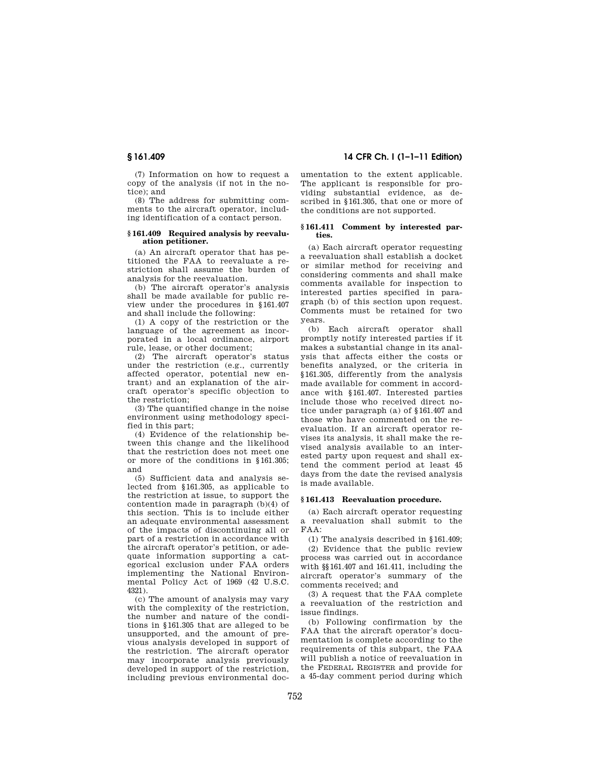(7) Information on how to request a copy of the analysis (if not in the notice); and

(8) The address for submitting comments to the aircraft operator, including identification of a contact person.

### § 161.409 Required analysis by reevaluation petitioner.

(a) An aircraft operator that has petitioned the FAA to reevaluate a restriction shall assume the burden of analysis for the reevaluation.

(b) The aircraft operator's analysis shall be made available for public review under the procedures in §161.407 and shall include the following:

(1) A copy of the restriction or the language of the agreement as incorporated in a local ordinance, airport rule, lease, or other document;

(2) The aircraft operator's status under the restriction (e.g., currently affected operator, potential new entrant) and an explanation of the aircraft operator's specific objection to the restriction;

(3) The quantified change in the noise environment using methodology specified in this part;

(4) Evidence of the relationship between this change and the likelihood that the restriction does not meet one or more of the conditions in §161.305; and

(5) Sufficient data and analysis selected from §161.305, as applicable to the restriction at issue, to support the contention made in paragraph (b)(4) of this section. This is to include either an adequate environmental assessment of the impacts of discontinuing all or part of a restriction in accordance with the aircraft operator's petition, or adequate information supporting a categorical exclusion under FAA orders implementing the National Environmental Policy Act of 1969 (42 U.S.C. 4321).

(c) The amount of analysis may vary with the complexity of the restriction, the number and nature of the conditions in §161.305 that are alleged to be unsupported, and the amount of previous analysis developed in support of the restriction. The aircraft operator may incorporate analysis previously developed in support of the restriction, including previous environmental documentation to the extent applicable. The applicant is responsible for providing substantial evidence, as described in §161.305, that one or more of the conditions are not supported.

### § 161.411 Comment by interested parties.

(a) Each aircraft operator requesting a reevaluation shall establish a docket or similar method for receiving and considering comments and shall make comments available for inspection to interested parties specified in paragraph (b) of this section upon request. Comments must be retained for two years.

(b) Each aircraft operator shall promptly notify interested parties if it makes a substantial change in its analysis that affects either the costs or benefits analyzed, or the criteria in §161.305, differently from the analysis made available for comment in accordance with §161.407. Interested parties include those who received direct notice under paragraph (a) of §161.407 and those who have commented on the reevaluation. If an aircraft operator revises its analysis, it shall make the revised analysis available to an interested party upon request and shall extend the comment period at least 45 days from the date the revised analysis is made available.

### § 161.413 Reevaluation procedure.

(a) Each aircraft operator requesting a reevaluation shall submit to the FAA:

(1) The analysis described in §161.409;

(2) Evidence that the public review process was carried out in accordance with §§161.407 and 161.411, including the aircraft operator's summary of the comments received; and

(3) A request that the FAA complete a reevaluation of the restriction and issue findings.

(b) Following confirmation by the FAA that the aircraft operator's documentation is complete according to the requirements of this subpart, the FAA will publish a notice of reevaluation in the FEDERAL REGISTER and provide for a 45-day comment period during which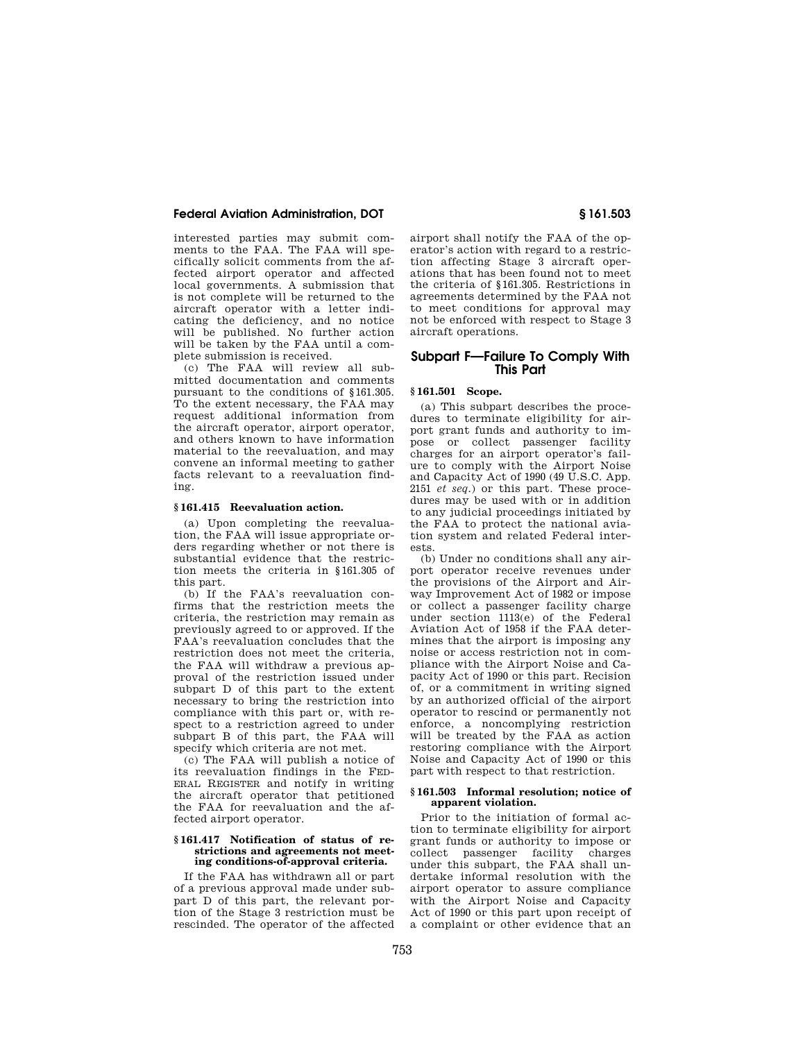interested parties may submit comments to the FAA. The FAA will specifically solicit comments from the affected airport operator and affected local governments. A submission that is not complete will be returned to the aircraft operator with a letter indicating the deficiency, and no notice will be published. No further action will be taken by the FAA until a complete submission is received.

(c) The FAA will review all submitted documentation and comments pursuant to the conditions of §161.305. To the extent necessary, the FAA may request additional information from the aircraft operator, airport operator, and others known to have information material to the reevaluation, and may convene an informal meeting to gather facts relevant to a reevaluation finding.

### § 161.415 Reevaluation action.

(a) Upon completing the reevaluation, the FAA will issue appropriate orders regarding whether or not there is substantial evidence that the restriction meets the criteria in §161.305 of this part.

(b) If the FAA's reevaluation confirms that the restriction meets the criteria, the restriction may remain as previously agreed to or approved. If the FAA's reevaluation concludes that the restriction does not meet the criteria, the FAA will withdraw a previous approval of the restriction issued under subpart D of this part to the extent necessary to bring the restriction into compliance with this part or, with respect to a restriction agreed to under subpart B of this part, the FAA will specify which criteria are not met.

(c) The FAA will publish a notice of its reevaluation findings in the FEDERAL REGISTER and notify in writing the aircraft operator that petitioned the FAA for reevaluation and the affected airport operator.

### § 161.417 Notification of status of restrictions and agreements not meeting conditions-of-approval criteria.

If the FAA has withdrawn all or part of a previous approval made under subpart D of this part, the relevant portion of the Stage 3 restriction must be rescinded. The operator of the affected airport shall notify the FAA of the operator's action with regard to a restriction affecting Stage 3 aircraft operations that has been found not to meet the criteria of §161.305. Restrictions in agreements determined by the FAA not to meet conditions for approval may not be enforced with respect to Stage 3 aircraft operations.

## Subpart F—Failure To Comply With This Part

### § 161.501 Scope.

(a) This subpart describes the procedures to terminate eligibility for airport grant funds and authority to impose or collect passenger facility charges for an airport operator's failure to comply with the Airport Noise and Capacity Act of 1990 (49 U.S.C. App. 2151 *et seq.*) or this part. These procedures may be used with or in addition to any judicial proceedings initiated by the FAA to protect the national aviation system and related Federal interests.

(b) Under no conditions shall any airport operator receive revenues under the provisions of the Airport and Airway Improvement Act of 1982 or impose or collect a passenger facility charge under section 1113(e) of the Federal Aviation Act of 1958 if the FAA determines that the airport is imposing any noise or access restriction not in compliance with the Airport Noise and Capacity Act of 1990 or this part. Recision of, or a commitment in writing signed by an authorized official of the airport operator to rescind or permanently not enforce, a noncomplying restriction will be treated by the FAA as action restoring compliance with the Airport Noise and Capacity Act of 1990 or this part with respect to that restriction.

### § 161.503 Informal resolution; notice of apparent violation.

Prior to the initiation of formal action to terminate eligibility for airport grant funds or authority to impose or collect passenger facility charges under this subpart, the FAA shall undertake informal resolution with the airport operator to assure compliance with the Airport Noise and Capacity Act of 1990 or this part upon receipt of a complaint or other evidence that an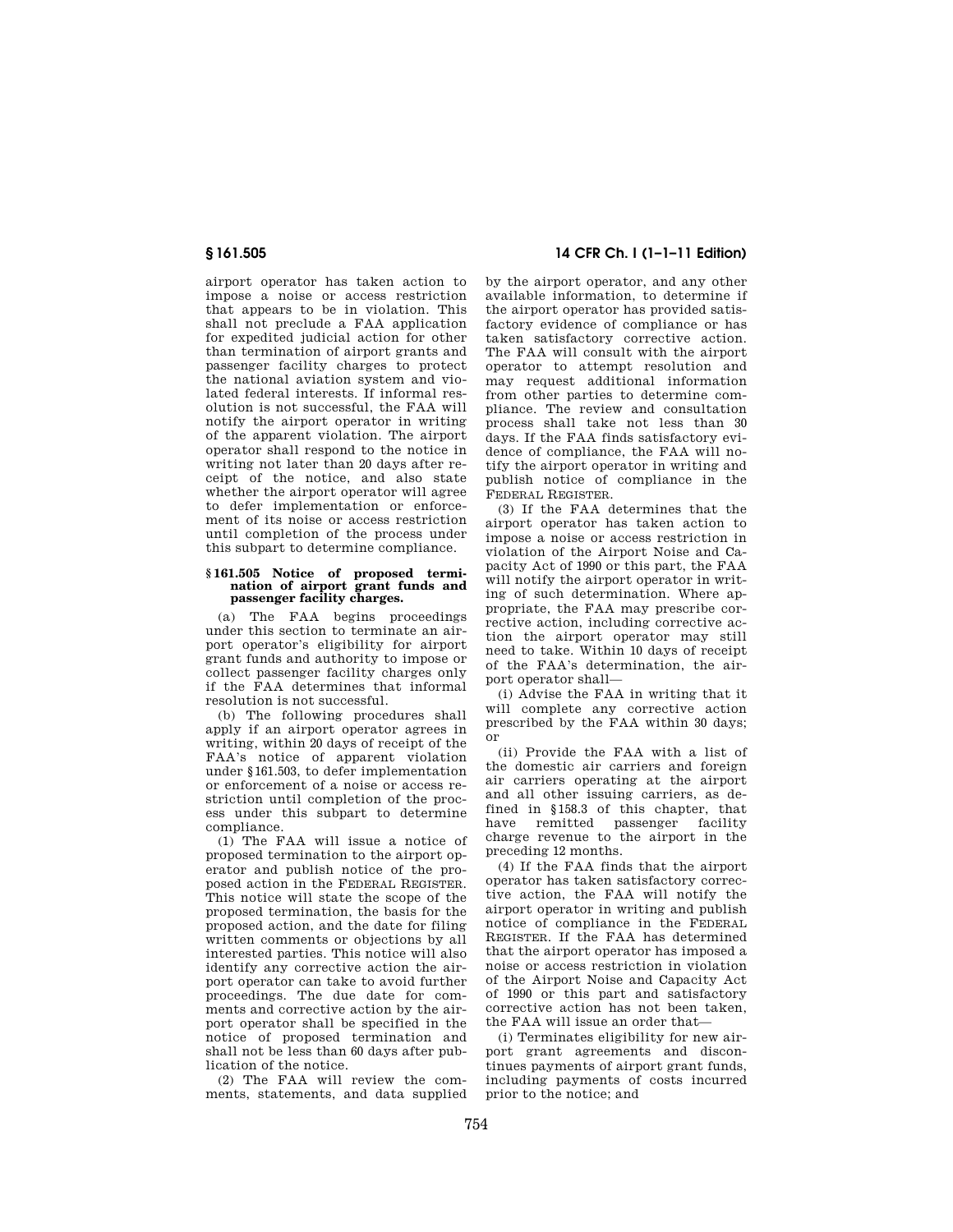airport operator has taken action to impose a noise or access restriction that appears to be in violation. This shall not preclude a FAA application for expedited judicial action for other than termination of airport grants and passenger facility charges to protect the national aviation system and violated federal interests. If informal resolution is not successful, the FAA will notify the airport operator in writing of the apparent violation. The airport operator shall respond to the notice in writing not later than 20 days after receipt of the notice, and also state whether the airport operator will agree to defer implementation or enforcement of its noise or access restriction until completion of the process under this subpart to determine compliance.

## § 161.505 Notice of proposed termination of airport grant funds and passenger facility charges.

(a) The FAA begins proceedings under this section to terminate an airport operator's eligibility for airport grant funds and authority to impose or collect passenger facility charges only if the FAA determines that informal resolution is not successful.

(b) The following procedures shall apply if an airport operator agrees in writing, within 20 days of receipt of the FAA's notice of apparent violation under § 161.503, to defer implementation or enforcement of a noise or access restriction until completion of the process under this subpart to determine compliance.

(1) The FAA will issue a notice of proposed termination to the airport operator and publish notice of the proposed action in the FEDERAL REGISTER. This notice will state the scope of the proposed termination, the basis for the proposed action, and the date for filing written comments or objections by all interested parties. This notice will also identify any corrective action the airport operator can take to avoid further proceedings. The due date for comments and corrective action by the airport operator shall be specified in the notice of proposed termination and shall not be less than 60 days after publication of the notice.

(2) The FAA will review the comments, statements, and data supplied by the airport operator, and any other available information, to determine if the airport operator has provided satisfactory evidence of compliance or has taken satisfactory corrective action. The FAA will consult with the airport operator to attempt resolution and may request additional information from other parties to determine compliance. The review and consultation process shall take not less than 30 days. If the FAA finds satisfactory evidence of compliance, the FAA will notify the airport operator in writing and publish notice of compliance in the FEDERAL REGISTER.

(3) If the FAA determines that the airport operator has taken action to impose a noise or access restriction in violation of the Airport Noise and Capacity Act of 1990 or this part, the FAA will notify the airport operator in writing of such determination. Where appropriate, the FAA may prescribe corrective action, including corrective action the airport operator may still need to take. Within 10 days of receipt of the FAA's determination, the airport operator shall—

(i) Advise the FAA in writing that it will complete any corrective action prescribed by the FAA within 30 days; or

(ii) Provide the FAA with a list of the domestic air carriers and foreign air carriers operating at the airport and all other issuing carriers, as defined in § 158.3 of this chapter, that have remitted passenger facility charge revenue to the airport in the preceding 12 months.

(4) If the FAA finds that the airport operator has taken satisfactory corrective action, the FAA will notify the airport operator in writing and publish notice of compliance in the FEDERAL REGISTER. If the FAA has determined that the airport operator has imposed a noise or access restriction in violation of the Airport Noise and Capacity Act of 1990 or this part and satisfactory corrective action has not been taken, the FAA will issue an order that—

(i) Terminates eligibility for new airport grant agreements and discontinues payments of airport grant funds, including payments of costs incurred prior to the notice; and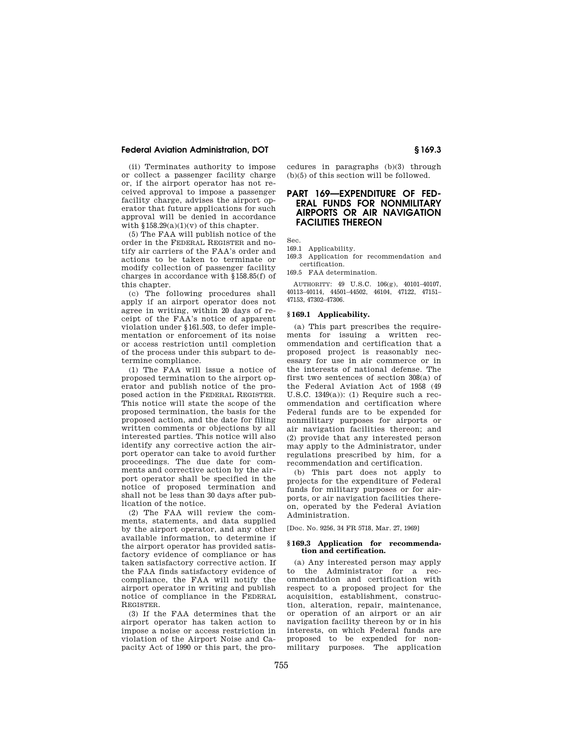(ii) Terminates authority to impose or collect a passenger facility charge or, if the airport operator has not received approval to impose a passenger facility charge, advises the airport operator that future applications for such approval will be denied in accordance with §158.29(a)(1)(v) of this chapter.

(5) The FAA will publish notice of the order in the FEDERAL REGISTER and notify air carriers of the FAA's order and actions to be taken to terminate or modify collection of passenger facility charges in accordance with §158.85(f) of this chapter.

(c) The following procedures shall apply if an airport operator does not agree in writing, within 20 days of receipt of the FAA's notice of apparent violation under §161.503, to defer implementation or enforcement of its noise or access restriction until completion of the process under this subpart to determine compliance.

(1) The FAA will issue a notice of proposed termination to the airport operator and publish notice of the proposed action in the FEDERAL REGISTER. This notice will state the scope of the proposed termination, the basis for the proposed action, and the date for filing written comments or objections by all interested parties. This notice will also identify any corrective action the airport operator can take to avoid further proceedings. The due date for comments and corrective action by the airport operator shall be specified in the notice of proposed termination and shall not be less than 30 days after publication of the notice.

(2) The FAA will review the comments, statements, and data supplied by the airport operator, and any other available information, to determine if the airport operator has provided satisfactory evidence of compliance or has taken satisfactory corrective action. If the FAA finds satisfactory evidence of compliance, the FAA will notify the airport operator in writing and publish notice of compliance in the FEDERAL REGISTER.

(3) If the FAA determines that the airport operator has taken action to impose a noise or access restriction in violation of the Airport Noise and Capacity Act of 1990 or this part, the procedures in paragraphs (b)(3) through (b)(5) of this section will be followed.

# PART 169—EXPENDITURE OF FEDERAL FUNDS FOR NONMILITARY AIRPORTS OR AIR NAVIGATION FACILITIES THEREON

Sec.
169.1 Applicability.
169.3 Application for recommendation and certification.
169.5 FAA determination.

AUTHORITY: 49 U.S.C. 106(g), 40101–40107, 40113–40114, 44501–44502, 46104, 47122, 47151–47153, 47302–47306.

## § 169.1 Applicability.

(a) This part prescribes the requirements for issuing a written recommendation and certification that a proposed project is reasonably necessary for use in air commerce or in the interests of national defense. The first two sentences of section 308(a) of the Federal Aviation Act of 1958 (49 U.S.C. 1349(a)): (1) Require such a recommendation and certification where Federal funds are to be expended for nonmilitary purposes for airports or air navigation facilities thereon; and (2) provide that any interested person may apply to the Administrator, under regulations prescribed by him, for a recommendation and certification.

(b) This part does not apply to projects for the expenditure of Federal funds for military purposes or for airports, or air navigation facilities thereon, operated by the Federal Aviation Administration.

[Doc. No. 9256, 34 FR 5718, Mar. 27, 1969]

## § 169.3 Application for recommendation and certification.

(a) Any interested person may apply to the Administrator for a recommendation and certification with respect to a proposed project for the acquisition, establishment, construction, alteration, repair, maintenance, or operation of an airport or an air navigation facility thereon by or in his interests, on which Federal funds are proposed to be expended for nonmilitary purposes. The application